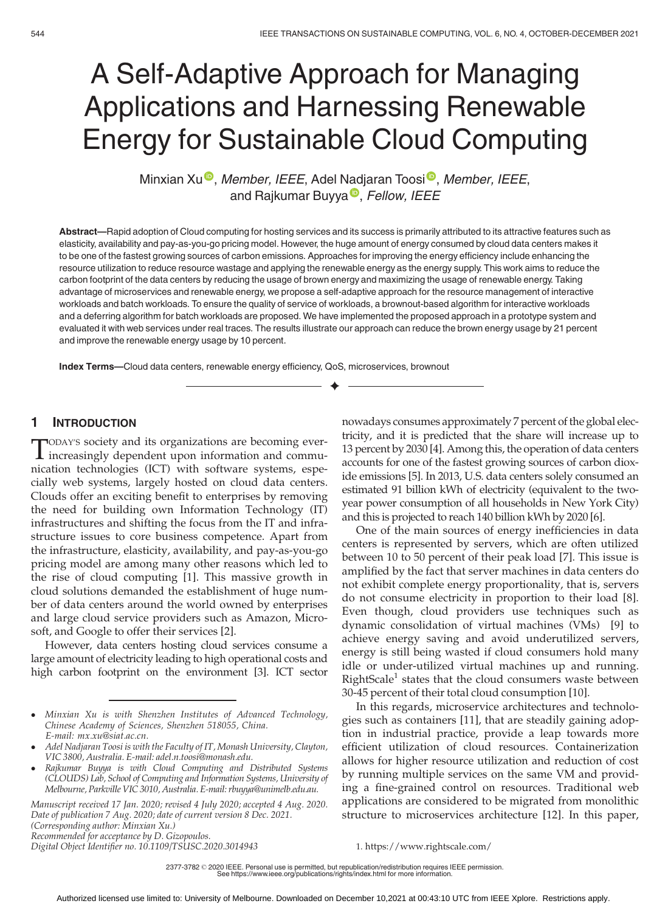# A Self-Adaptive Approach for Managing Applications and Harnessing Renewable Energy for Sustainable Cloud Computing

Minxian Xu, *Member, IEEE*, Adel Nadjaran Toosi, *Member, IEEE*, and Rajkumar Buyya, *Fellow, IEEE*

**Abstract**—Rapid adoption of Cloud computing for hosting services and its success is primarily attributed to its attractive features such as elasticity, availability and pay-as-you-go pricing model. However, the huge amount of energy consumed by cloud data centers makes it to be one of the fastest growing sources of carbon emissions. Approaches for improving the energy efficiency include enhancing the resource utilization to reduce resource wastage and applying the renewable energy as the energy supply. This work aims to reduce the carbon footprint of the data centers by reducing the usage of brown energy and maximizing the usage of renewable energy. Taking advantage of microservices and renewable energy, we propose a self-adaptive approach for the resource management of interactive workloads and batch workloads. To ensure the quality of service of workloads, a brownout-based algorithm for interactive workloads and a deferring algorithm for batch workloads are proposed. We have implemented the proposed approach in a prototype system and evaluated it with web services under real traces. The results illustrate our approach can reduce the brown energy usage by 21 percent and improve the renewable energy usage by 10 percent.

**Index Terms**—Cloud data centers, renewable energy efficiency, QoS, microservices, brownout

## 1 Introduction

Today's society and its organizations are becoming ever-increasingly dependent upon information and communication technologies (ICT) with software systems, especially web systems, largely hosted on cloud data centers. Clouds offer an exciting benefit to enterprises by removing the need for building own Information Technology (IT) infrastructures and shifting the focus from the IT and infrastructure issues to core business competence. Apart from the infrastructure, elasticity, availability, and pay-as-you-go pricing model are among many other reasons which led to the rise of cloud computing [1]. This massive growth in cloud solutions demanded the establishment of huge number of data centers around the world owned by enterprises and large cloud service providers such as Amazon, Microsoft, and Google to offer their services [2].

However, data centers hosting cloud services consume a large amount of electricity leading to high operational costs and high carbon footprint on the environment [3]. ICT sector nowadays consumes approximately 7 percent of the global electricity, and it is predicted that the share will increase up to 13 percent by 2030 [4]. Among this, the operation of data centers accounts for one of the fastest growing sources of carbon dioxide emissions [5]. In 2013, U.S. data centers solely consumed an estimated 91 billion kWh of electricity (equivalent to the two-year power consumption of all households in New York City) and this is projected to reach 140 billion kWh by 2020 [6].

One of the main sources of energy inefficiencies in data centers is represented by servers, which are often utilized between 10 to 50 percent of their peak load [7]. This issue is amplified by the fact that server machines in data centers do not exhibit complete energy proportionality, that is, servers do not consume electricity in proportion to their load [8]. Even though, cloud providers use techniques such as dynamic consolidation of virtual machines (VMs) [9] to achieve energy saving and avoid underutilized servers, energy is still being wasted if cloud consumers hold many idle or under-utilized virtual machines up and running. RightScale[1] states that the cloud consumers waste between 30-45 percent of their total cloud consumption [10].

In this regards, microservice architectures and technologies such as containers [11], that are steadily gaining adoption in industrial practice, provide a leap towards more efficient utilization of cloud resources. Containerization allows for higher resource utilization and reduction of cost by running multiple services on the same VM and providing a fine-grained control on resources. Traditional web applications are considered to be migrated from monolithic structure to microservices architecture [12]. In this paper,

- *Minxian Xu is with Shenzhen Institutes of Advanced Technology, Chinese Academy of Sciences, Shenzhen 518055, China. E-mail: mx.xu@siat.ac.cn.*
- *Adel Nadjaran Toosi is with the Faculty of IT, Monash University, Clayton, VIC 3800, Australia. E-mail: adel.n.toosi@monash.edu.*
- *Rajkumar Buyya is with Cloud Computing and Distributed Systems (CLOUDS) Lab, School of Computing and Information Systems, University of Melbourne, Parkville VIC 3010, Australia. E-mail: rbuyya@unimelb.edu.au.*

*Manuscript received 17 Jan. 2020; revised 4 July 2020; accepted 4 Aug. 2020. Date of publication 7 Aug. 2020; date of current version 8 Dec. 2021. (Corresponding author: Minxian Xu.) Recommended for acceptance by D. Gizopoulos. Digital Object Identifier no. 10.1109/TSUSC.2020.3014943*

1. https://www.rightscale.com/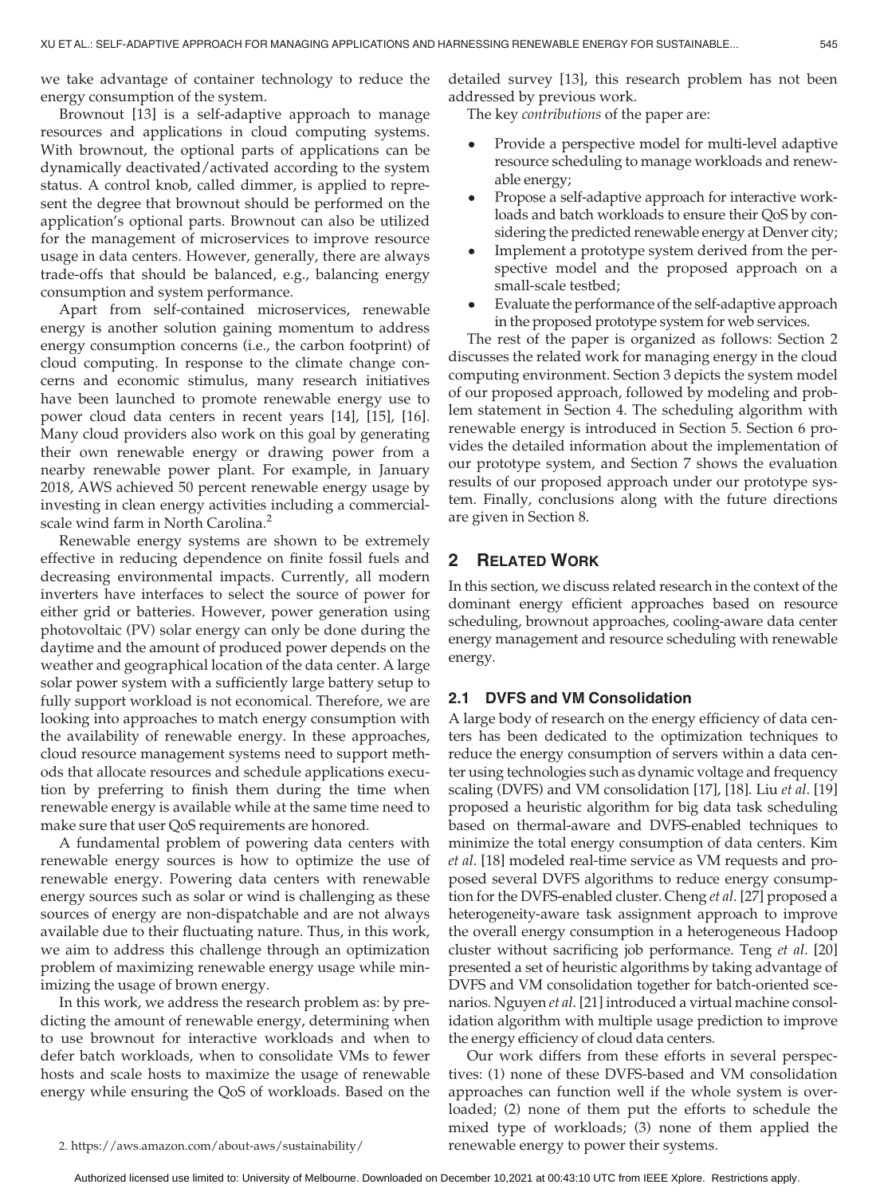we take advantage of container technology to reduce the energy consumption of the system.

Brownout [13] is a self-adaptive approach to manage resources and applications in cloud computing systems. With brownout, the optional parts of applications can be dynamically deactivated/activated according to the system status. A control knob, called dimmer, is applied to represent the degree that brownout should be performed on the application's optional parts. Brownout can also be utilized for the management of microservices to improve resource usage in data centers. However, generally, there are always trade-offs that should be balanced, e.g., balancing energy consumption and system performance.

Apart from self-contained microservices, renewable energy is another solution gaining momentum to address energy consumption concerns (i.e., the carbon footprint) of cloud computing. In response to the climate change concerns and economic stimulus, many research initiatives have been launched to promote renewable energy use to power cloud data centers in recent years [14], [15], [16]. Many cloud providers also work on this goal by generating their own renewable energy or drawing power from a nearby renewable power plant. For example, in January 2018, AWS achieved 50 percent renewable energy usage by investing in clean energy activities including a commercial-scale wind farm in North Carolina.[2]

Renewable energy systems are shown to be extremely effective in reducing dependence on finite fossil fuels and decreasing environmental impacts. Currently, all modern inverters have interfaces to select the source of power for either grid or batteries. However, power generation using photovoltaic (PV) solar energy can only be done during the daytime and the amount of produced power depends on the weather and geographical location of the data center. A large solar power system with a sufficiently large battery setup to fully support workload is not economical. Therefore, we are looking into approaches to match energy consumption with the availability of renewable energy. In these approaches, cloud resource management systems need to support methods that allocate resources and schedule applications execution by preferring to finish them during the time when renewable energy is available while at the same time need to make sure that user QoS requirements are honored.

A fundamental problem of powering data centers with renewable energy sources is how to optimize the use of renewable energy. Powering data centers with renewable energy sources such as solar or wind is challenging as these sources of energy are non-dispatchable and are not always available due to their fluctuating nature. Thus, in this work, we aim to address this challenge through an optimization problem of maximizing renewable energy usage while minimizing the usage of brown energy.

In this work, we address the research problem as: by predicting the amount of renewable energy, determining when to use brownout for interactive workloads and when to defer batch workloads, when to consolidate VMs to fewer hosts and scale hosts to maximize the usage of renewable energy while ensuring the QoS of workloads. Based on the detailed survey [13], this research problem has not been addressed by previous work.

The key *contributions* of the paper are:

- Provide a perspective model for multi-level adaptive resource scheduling to manage workloads and renewable energy;
- Propose a self-adaptive approach for interactive workloads and batch workloads to ensure their QoS by considering the predicted renewable energy at Denver city;
- Implement a prototype system derived from the perspective model and the proposed approach on a small-scale testbed;
- Evaluate the performance of the self-adaptive approach in the proposed prototype system for web services.

The rest of the paper is organized as follows: Section 2 discusses the related work for managing energy in the cloud computing environment. Section 3 depicts the system model of our proposed approach, followed by modeling and problem statement in Section 4. The scheduling algorithm with renewable energy is introduced in Section 5. Section 6 provides the detailed information about the implementation of our prototype system, and Section 7 shows the evaluation results of our proposed approach under our prototype system. Finally, conclusions along with the future directions are given in Section 8.

## 2 Related Work

In this section, we discuss related research in the context of the dominant energy efficient approaches based on resource scheduling, brownout approaches, cooling-aware data center energy management and resource scheduling with renewable energy.

### 2.1 DVFS and VM Consolidation

A large body of research on the energy efficiency of data centers has been dedicated to the optimization techniques to reduce the energy consumption of servers within a data center using technologies such as dynamic voltage and frequency scaling (DVFS) and VM consolidation [17], [18]. Liu *et al*. [19] proposed a heuristic algorithm for big data task scheduling based on thermal-aware and DVFS-enabled techniques to minimize the total energy consumption of data centers. Kim *et al*. [18] modeled real-time service as VM requests and proposed several DVFS algorithms to reduce energy consumption for the DVFS-enabled cluster. Cheng *et al*. [27] proposed a heterogeneity-aware task assignment approach to improve the overall energy consumption in a heterogeneous Hadoop cluster without sacrificing job performance. Teng *et al*. [20] presented a set of heuristic algorithms by taking advantage of DVFS and VM consolidation together for batch-oriented scenarios. Nguyen *et al*. [21] introduced a virtual machine consolidation algorithm with multiple usage prediction to improve the energy efficiency of cloud data centers.

Our work differs from these efforts in several perspectives: (1) none of these DVFS-based and VM consolidation approaches can function well if the whole system is overloaded; (2) none of them put the efforts to schedule the mixed type of workloads; (3) none of them applied the renewable energy to power their systems.

2. https://aws.amazon.com/about-aws/sustainability/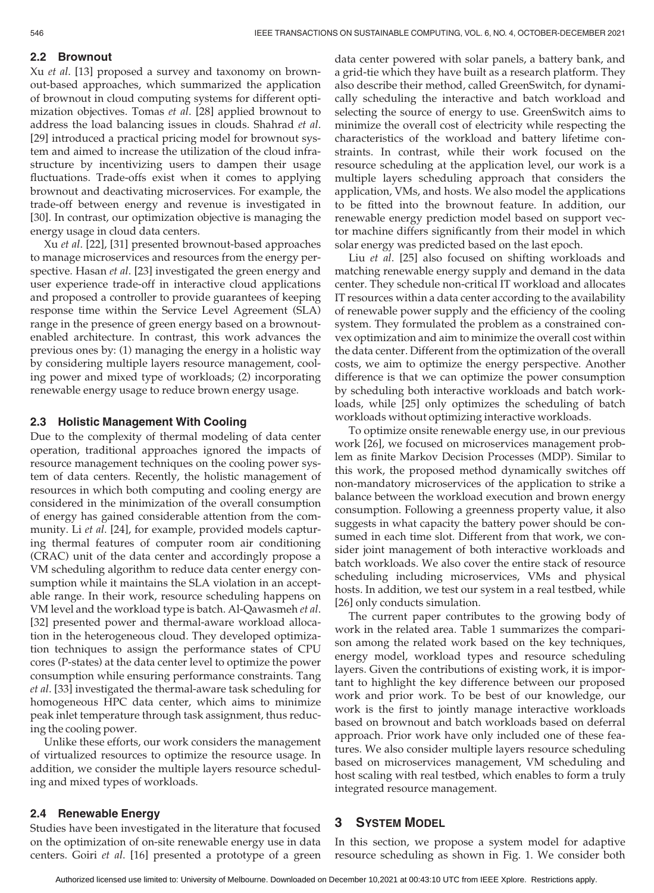### 2.2 Brownout

Xu *et al*. [13] proposed a survey and taxonomy on brownout-based approaches, which summarized the application of brownout in cloud computing systems for different optimization objectives. Tomas *et al*. [28] applied brownout to address the load balancing issues in clouds. Shahrad *et al*. [29] introduced a practical pricing model for brownout system and aimed to increase the utilization of the cloud infrastructure by incentivizing users to dampen their usage fluctuations. Trade-offs exist when it comes to applying brownout and deactivating microservices. For example, the trade-off between energy and revenue is investigated in [30]. In contrast, our optimization objective is managing the energy usage in cloud data centers.

Xu *et al*. [22], [31] presented brownout-based approaches to manage microservices and resources from the energy perspective. Hasan *et al*. [23] investigated the green energy and user experience trade-off in interactive cloud applications and proposed a controller to provide guarantees of keeping response time within the Service Level Agreement (SLA) range in the presence of green energy based on a brownout-enabled architecture. In contrast, this work advances the previous ones by: (1) managing the energy in a holistic way by considering multiple layers resource management, cooling power and mixed type of workloads; (2) incorporating renewable energy usage to reduce brown energy usage.

### 2.3 Holistic Management With Cooling

Due to the complexity of thermal modeling of data center operation, traditional approaches ignored the impacts of resource management techniques on the cooling power system of data centers. Recently, the holistic management of resources in which both computing and cooling energy are considered in the minimization of the overall consumption of energy has gained considerable attention from the community. Li *et al*. [24], for example, provided models capturing thermal features of computer room air conditioning (CRAC) unit of the data center and accordingly propose a VM scheduling algorithm to reduce data center energy consumption while it maintains the SLA violation in an acceptable range. In their work, resource scheduling happens on VM level and the workload type is batch. Al-Qawasmeh *et al*. [32] presented power and thermal-aware workload allocation in the heterogeneous cloud. They developed optimization techniques to assign the performance states of CPU cores (P-states) at the data center level to optimize the power consumption while ensuring performance constraints. Tang *et al*. [33] investigated the thermal-aware task scheduling for homogeneous HPC data center, which aims to minimize peak inlet temperature through task assignment, thus reducing the cooling power.

Unlike these efforts, our work considers the management of virtualized resources to optimize the resource usage. In addition, we consider the multiple layers resource scheduling and mixed types of workloads.

### 2.4 Renewable Energy

Studies have been investigated in the literature that focused on the optimization of on-site renewable energy use in data centers. Goiri *et al*. [16] presented a prototype of a green data center powered with solar panels, a battery bank, and a grid-tie which they have built as a research platform. They also describe their method, called GreenSwitch, for dynamically scheduling the interactive and batch workload and selecting the source of energy to use. GreenSwitch aims to minimize the overall cost of electricity while respecting the characteristics of the workload and battery lifetime constraints. In contrast, while their work focused on the resource scheduling at the application level, our work is a multiple layers scheduling approach that considers the application, VMs, and hosts. We also model the applications to be fitted into the brownout feature. In addition, our renewable energy prediction model based on support vector machine differs significantly from their model in which solar energy was predicted based on the last epoch.

Liu *et al*. [25] also focused on shifting workloads and matching renewable energy supply and demand in the data center. They schedule non-critical IT workload and allocates IT resources within a data center according to the availability of renewable power supply and the efficiency of the cooling system. They formulated the problem as a constrained convex optimization and aim to minimize the overall cost within the data center. Different from the optimization of the overall costs, we aim to optimize the energy perspective. Another difference is that we can optimize the power consumption by scheduling both interactive workloads and batch workloads, while [25] only optimizes the scheduling of batch workloads without optimizing interactive workloads.

To optimize onsite renewable energy use, in our previous work [26], we focused on microservices management problem as finite Markov Decision Processes (MDP). Similar to this work, the proposed method dynamically switches off non-mandatory microservices of the application to strike a balance between the workload execution and brown energy consumption. Following a greenness property value, it also suggests in what capacity the battery power should be consumed in each time slot. Different from that work, we consider joint management of both interactive workloads and batch workloads. We also cover the entire stack of resource scheduling including microservices, VMs and physical hosts. In addition, we test our system in a real testbed, while [26] only conducts simulation.

The current paper contributes to the growing body of work in the related area. Table 1 summarizes the comparison among the related work based on the key techniques, energy model, workload types and resource scheduling layers. Given the contributions of existing work, it is important to highlight the key difference between our proposed work and prior work. To be best of our knowledge, our work is the first to jointly manage interactive workloads based on brownout and batch workloads based on deferral approach. Prior work have only included one of these features. We also consider multiple layers resource scheduling based on microservices management, VM scheduling and host scaling with real testbed, which enables to form a truly integrated resource management.

## 3 System Model

In this section, we propose a system model for adaptive resource scheduling as shown in Fig. 1. We consider both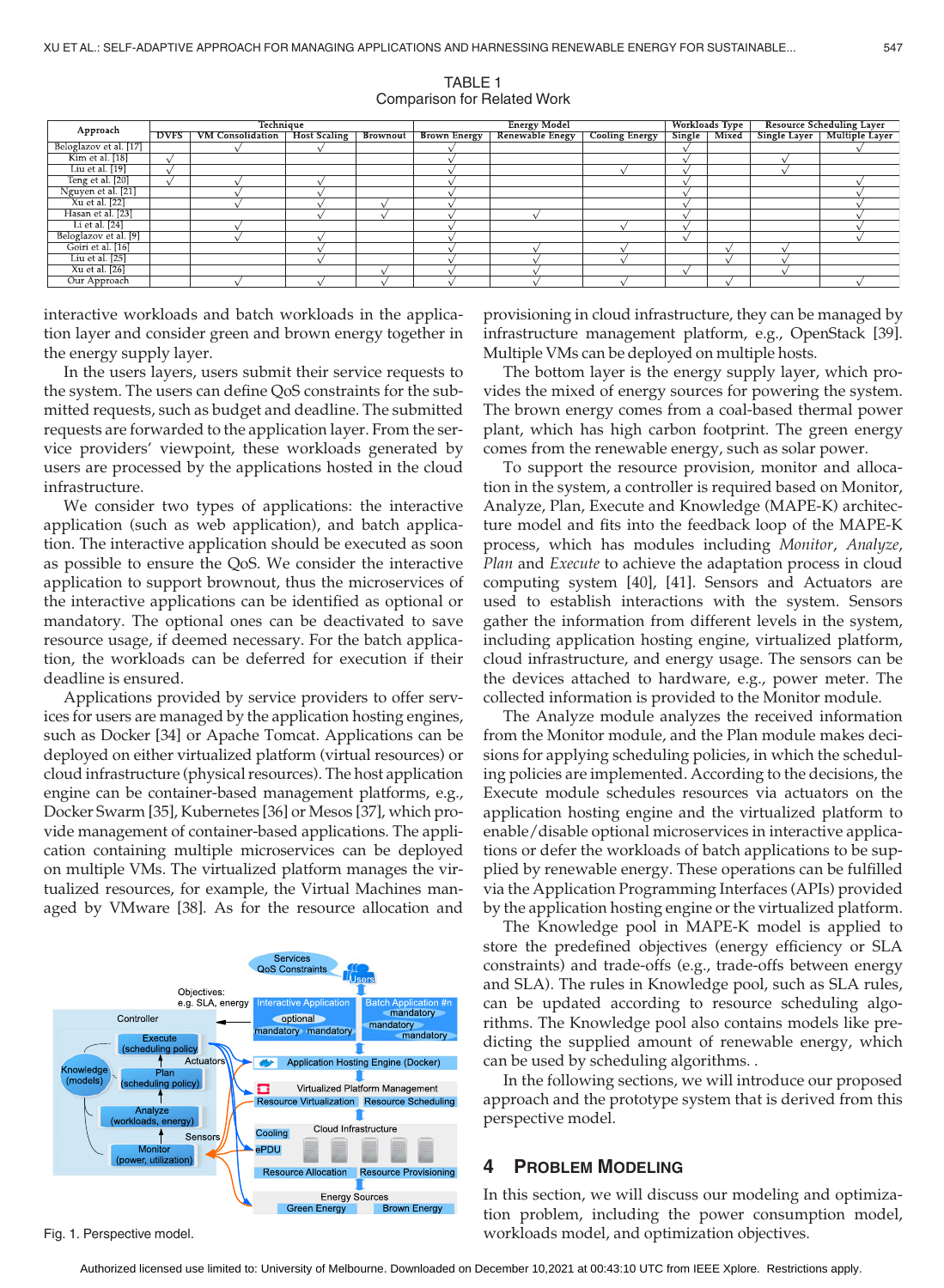TABLE 1
Comparison for Related Work

| Approach | Technique | | | | Energy Model | | | Workloads Type | | Resource Scheduling Layer | |
|---|---|---|---|---|---|---|---|---|---|---|---|
| | DVFS | VM Consolidation | Host Scaling | Brownout | Brown Energy | Renewable Enegy | Cooling Energy | Single | Mixed | Single Layer | Multiple Layer |
| Beloglazov et al. [17] | | √ | √ | | √ | | | √ | | | √ |
| Kim et al. [18] | √ | | | | √ | | | √ | | √ | |
| Liu et al. [19] | √ | | | | √ | | √ | √ | | √ | |
| Teng et al. [20] | √ | √ | √ | | √ | | | √ | | | √ |
| Nguyen et al. [21] | | √ | √ | | √ | | | √ | | | √ |
| Xu et al. [22] | | √ | √ | √ | √ | | | √ | | | √ |
| Hasan et al. [23] | | | √ | √ | √ | √ | | √ | | | √ |
| Li et al. [24] | | √ | | | √ | | √ | √ | | | √ |
| Beloglazov et al. [9] | | √ | √ | | √ | | | √ | | | √ |
| Goiri et al. [16] | | | √ | | √ | √ | √ | | √ | √ | |
| Liu et al. [25] | | | √ | | √ | √ | √ | | √ | √ | |
| Xu et al. [26] | | | | √ | √ | √ | | √ | | √ | |
| Our Approach | | √ | √ | √ | √ | √ | √ | | √ | | √ |

interactive workloads and batch workloads in the application layer and consider green and brown energy together in the energy supply layer.

In the users layers, users submit their service requests to the system. The users can define QoS constraints for the submitted requests, such as budget and deadline. The submitted requests are forwarded to the application layer. From the service providers' viewpoint, these workloads generated by users are processed by the applications hosted in the cloud infrastructure.

We consider two types of applications: the interactive application (such as web application), and batch application. The interactive application should be executed as soon as possible to ensure the QoS. We consider the interactive application to support brownout, thus the microservices of the interactive applications can be identified as optional or mandatory. The optional ones can be deactivated to save resource usage, if deemed necessary. For the batch application, the workloads can be deferred for execution if their deadline is ensured.

Applications provided by service providers to offer services for users are managed by the application hosting engines, such as Docker [34] or Apache Tomcat. Applications can be deployed on either virtualized platform (virtual resources) or cloud infrastructure (physical resources). The host application engine can be container-based management platforms, e.g., Docker Swarm [35], Kubernetes [36] or Mesos [37], which provide management of container-based applications. The application containing multiple microservices can be deployed on multiple VMs. The virtualized platform manages the virtualized resources, for example, the Virtual Machines managed by VMware [38]. As for the resource allocation and provisioning in cloud infrastructure, they can be managed by infrastructure management platform, e.g., OpenStack [39]. Multiple VMs can be deployed on multiple hosts.

The bottom layer is the energy supply layer, which provides the mixed of energy sources for powering the system. The brown energy comes from a coal-based thermal power plant, which has high carbon footprint. The green energy comes from the renewable energy, such as solar power.

To support the resource provision, monitor and allocation in the system, a controller is required based on Monitor, Analyze, Plan, Execute and Knowledge (MAPE-K) architecture model and fits into the feedback loop of the MAPE-K process, which has modules including *Monitor*, *Analyze*, *Plan* and *Execute* to achieve the adaptation process in cloud computing system [40], [41]. Sensors and Actuators are used to establish interactions with the system. Sensors gather the information from different levels in the system, including application hosting engine, virtualized platform, cloud infrastructure, and energy usage. The sensors can be the devices attached to hardware, e.g., power meter. The collected information is provided to the Monitor module.

The Analyze module analyzes the received information from the Monitor module, and the Plan module makes decisions for applying scheduling policies, in which the scheduling policies are implemented. According to the decisions, the Execute module schedules resources via actuators on the application hosting engine and the virtualized platform to enable/disable optional microservices in interactive applications or defer the workloads of batch applications to be supplied by renewable energy. These operations can be fulfilled via the Application Programming Interfaces (APIs) provided by the application hosting engine or the virtualized platform.

The Knowledge pool in MAPE-K model is applied to store the predefined objectives (energy efficiency or SLA constraints) and trade-offs (e.g., trade-offs between energy and SLA). The rules in Knowledge pool, such as SLA rules, can be updated according to resource scheduling algorithms. The Knowledge pool also contains models like predicting the supplied amount of renewable energy, which can be used by scheduling algorithms. .

In the following sections, we will introduce our proposed approach and the prototype system that is derived from this perspective model.

Fig. 1. Perspective model.

## 4 Problem Modeling

In this section, we will discuss our modeling and optimization problem, including the power consumption model, workloads model, and optimization objectives.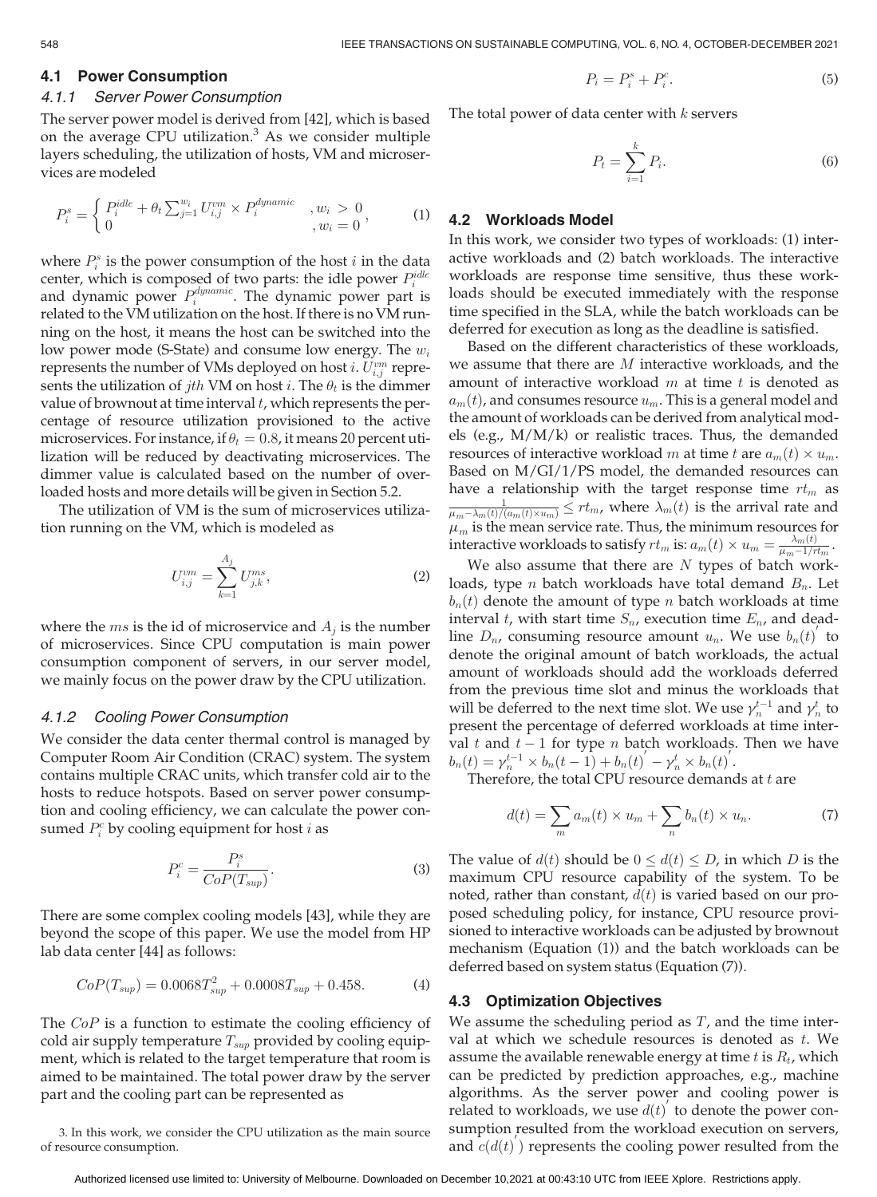### 4.1 Power Consumption

#### 4.1.1 Server Power Consumption

The server power model is derived from [42], which is based on the average CPU utilization.[3] As we consider multiple layers scheduling, the utilization of hosts, VM and microservices are modeled

$$P_i^s = \begin{cases} P_i^{idle} + \theta_t \sum_{j=1}^{w_i} U_{i,j}^{vm} \times P_i^{dynamic} & , w_i > 0 \\ 0 & , w_i = 0 \end{cases}, \tag{1}$$

where $P_i^s$ is the power consumption of the host $i$ in the data center, which is composed of two parts: the idle power $P_i^{idle}$ and dynamic power $P_i^{dynamic}$. The dynamic power part is related to the VM utilization on the host. If there is no VM running on the host, it means the host can be switched into the low power mode (S-State) and consume low energy. The $w_i$ represents the number of VMs deployed on host $i$. $U_{i,j}^{vm}$ represents the utilization of $jth$ VM on host $i$. The $\theta_t$ is the dimmer value of brownout at time interval $t$, which represents the percentage of resource utilization provisioned to the active microservices. For instance, if $\theta_t = 0.8$, it means 20 percent utilization will be reduced by deactivating microservices. The dimmer value is calculated based on the number of overloaded hosts and more details will be given in Section 5.2.

The utilization of VM is the sum of microservices utilization running on the VM, which is modeled as

$$U_{i,j}^{vm} = \sum_{k=1}^{A_j} U_{j,k}^{ms}, \tag{2}$$

where the $ms$ is the id of microservice and $A_j$ is the number of microservices. Since CPU computation is main power consumption component of servers, in our server model, we mainly focus on the power draw by the CPU utilization.

#### 4.1.2 Cooling Power Consumption

We consider the data center thermal control is managed by Computer Room Air Condition (CRAC) system. The system contains multiple CRAC units, which transfer cold air to the hosts to reduce hotspots. Based on server power consumption and cooling efficiency, we can calculate the power consumed $P_i^c$ by cooling equipment for host $i$ as

$$P_i^c = \frac{P_i^s}{CoP(T_{sup})}. \tag{3}$$

There are some complex cooling models [43], while they are beyond the scope of this paper. We use the model from HP lab data center [44] as follows:

$$CoP(T_{sup}) = 0.0068T_{sup}^2 + 0.0008T_{sup} + 0.458. \tag{4}$$

The $CoP$ is a function to estimate the cooling efficiency of cold air supply temperature $T_{sup}$ provided by cooling equipment, which is related to the target temperature that room is aimed to be maintained. The total power draw by the server part and the cooling part can be represented as

$$P_i = P_i^s + P_i^c. \tag{5}$$

The total power of data center with $k$ servers

$$P_t = \sum_{i=1}^{k} P_i. \tag{6}$$

### 4.2 Workloads Model

In this work, we consider two types of workloads: (1) interactive workloads and (2) batch workloads. The interactive workloads are response time sensitive, thus these workloads should be executed immediately with the response time specified in the SLA, while the batch workloads can be deferred for execution as long as the deadline is satisfied.

Based on the different characteristics of these workloads, we assume that there are $M$ interactive workloads, and the amount of interactive workload $m$ at time $t$ is denoted as $a_m(t)$, and consumes resource $u_m$. This is a general model and the amount of workloads can be derived from analytical models (e.g., M/M/k) or realistic traces. Thus, the demanded resources of interactive workload $m$ at time $t$ are $a_m(t) \times u_m$. Based on M/GI/1/PS model, the demanded resources can have a relationship with the target response time $rt_m$ as $\frac{1}{\mu_m - \lambda_m(t)/(a_m(t) \times u_m)} \leq rt_m$, where $\lambda_m(t)$ is the arrival rate and $\mu_m$ is the mean service rate. Thus, the minimum resources for interactive workloads to satisfy $rt_m$ is: $a_m(t) \times u_m = \frac{\lambda_m(t)}{\mu_m - 1/rt_m}$.

We also assume that there are $N$ types of batch workloads, type $n$ batch workloads have total demand $B_n$. Let $b_n(t)$ denote the amount of type $n$ batch workloads at time interval $t$, with start time $S_n$, execution time $E_n$, and deadline $D_n$, consuming resource amount $u_n$. We use $b_n(t)^{'}$ to denote the original amount of batch workloads, the actual amount of workloads should add the workloads deferred from the previous time slot and minus the workloads that will be deferred to the next time slot. We use $\gamma_n^{t-1}$ and $\gamma_n^t$ to present the percentage of deferred workloads at time interval $t$ and $t-1$ for type $n$ batch workloads. Then we have $b_n(t) = \gamma_n^{t-1} \times b_n(t-1) + b_n(t)^{'} - \gamma_n^t \times b_n(t)^{'}$.

Therefore, the total CPU resource demands at $t$ are

$$d(t) = \sum_m a_m(t) \times u_m + \sum_n b_n(t) \times u_n. \tag{7}$$

The value of $d(t)$ should be $0 \leq d(t) \leq D$, in which $D$ is the maximum CPU resource capability of the system. To be noted, rather than constant, $d(t)$ is varied based on our proposed scheduling policy, for instance, CPU resource provisioned to interactive workloads can be adjusted by brownout mechanism (Equation (1)) and the batch workloads can be deferred based on system status (Equation (7)).

### 4.3 Optimization Objectives

We assume the scheduling period as $T$, and the time interval at which we schedule resources is denoted as $t$. We assume the available renewable energy at time $t$ is $R_t$, which can be predicted by prediction approaches, e.g., machine algorithms. As the server power and cooling power is related to workloads, we use $d(t)^{'}$ to denote the power consumption resulted from the workload execution on servers, and $c(d(t)^{'})$ represents the cooling power resulted from the

[3] In this work, we consider the CPU utilization as the main source of resource consumption.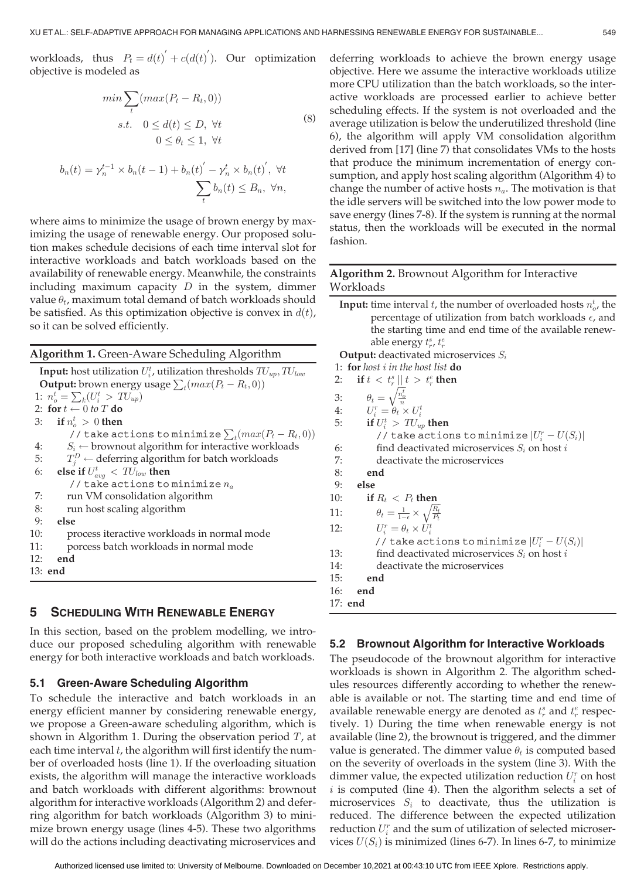workloads, thus $P_t = d(t)^{'} + c(d(t)^{'})$. Our optimization objective is modeled as

$$
\begin{aligned}
& min \sum_t (max(P_t - R_t, 0)) \\
& s.t. \quad 0 \leq d(t) \leq D, \ \forall t \\
& \qquad\quad 0 \leq \theta_t \leq 1, \ \forall t
\end{aligned} \tag{8}
$$

$$
\begin{aligned}
b_n(t) = \gamma_n^{t-1} \times b_n(t-1) + b_n(t)^{'} - \gamma_n^t \times b_n(t)^{'}, \ \forall t \\
\sum_t b_n(t) \leq B_n, \ \forall n,
\end{aligned}
$$

where aims to minimize the usage of brown energy by maximizing the usage of renewable energy. Our proposed solution makes schedule decisions of each time interval slot for interactive workloads and batch workloads based on the availability of renewable energy. Meanwhile, the constraints including maximum capacity $D$ in the system, dimmer value $\theta_t$, maximum total demand of batch workloads should be satisfied. As this optimization objective is convex in $d(t)$, so it can be solved efficiently.

**Algorithm 1.** Green-Aware Scheduling Algorithm

```
Input: host utilization U_i^t, utilization thresholds TU_up, TU_low
Output: brown energy usage Σ_t(max(P_t − R_t, 0))
1: n_o^t = Σ_k(U_i^t > TU_up)
2: for t ← 0 to T do
3:    if n_o^t > 0 then
         // take actions to minimize Σ_t(max(P_t − R_t, 0))
4:       S_i ← brownout algorithm for interactive workloads
5:       T_j^D ← deferring algorithm for batch workloads
6:    else if U_avg^t < TU_low then
         // take actions to minimize n_a
7:       run VM consolidation algorithm
8:       run host scaling algorithm
9:    else
10:      process iteractive workloads in normal mode
11:      porcess batch workloads in normal mode
12:   end
13: end
```

## 5 Scheduling With Renewable Energy

In this section, based on the problem modelling, we introduce our proposed scheduling algorithm with renewable energy for both interactive workloads and batch workloads.

### 5.1 Green-Aware Scheduling Algorithm

To schedule the interactive and batch workloads in an energy efficient manner by considering renewable energy, we propose a Green-aware scheduling algorithm, which is shown in Algorithm 1. During the observation period $T$, at each time interval $t$, the algorithm will first identify the number of overloaded hosts (line 1). If the overloading situation exists, the algorithm will manage the interactive workloads and batch workloads with different algorithms: brownout algorithm for interactive workloads (Algorithm 2) and deferring algorithm for batch workloads (Algorithm 3) to minimize brown energy usage (lines 4-5). These two algorithms will do the actions including deactivating microservices and deferring workloads to achieve the brown energy usage objective. Here we assume the interactive workloads utilize more CPU utilization than the batch workloads, so the interactive workloads are processed earlier to achieve better scheduling effects. If the system is not overloaded and the average utilization is below the underutilized threshold (line 6), the algorithm will apply VM consolidation algorithm derived from [17] (line 7) that consolidates VMs to the hosts that produce the minimum incrementation of energy consumption, and apply host scaling algorithm (Algorithm 4) to change the number of active hosts $n_a$. The motivation is that the idle servers will be switched into the low power mode to save energy (lines 7-8). If the system is running at the normal status, then the workloads will be executed in the normal fashion.

**Algorithm 2.** Brownout Algorithm for Interactive Workloads

```
Input: time interval t, the number of overloaded hosts n_o^t, the
       percentage of utilization from batch workloads ε, and
       the starting time and end time of the available renew-
       able energy t_r^s, t_r^e
Output: deactivated microservices S_i
1: for host i in the host list do
2:    if t < t_r^s || t > t_r^e then
3:       θ_t = sqrt(n_o^t / n)
4:       U_i^r = θ_t × U_i^t
5:       if U_i^t > TU_up then
            // take actions to minimize |U_i^r − U(S_i)|
6:          find deactivated microservices S_i on host i
7:          deactivate the microservices
8:       end
9:    else
10:      if R_t < P_t then
11:         θ_t = 1/(1−ε) × sqrt(R_t / P_t)
12:         U_i^r = θ_t × U_i^t
            // take actions to minimize |U_i^r − U(S_i)|
13:         find deactivated microservices S_i on host i
14:         deactivate the microservices
15:      end
16:   end
17: end
```

### 5.2 Brownout Algorithm for Interactive Workloads

The pseudocode of the brownout algorithm for interactive workloads is shown in Algorithm 2. The algorithm schedules resources differently according to whether the renewable is available or not. The starting time and end time of available renewable energy are denoted as $t_r^s$ and $t_r^e$ respectively. 1) During the time when renewable energy is not available (line 2), the brownout is triggered, and the dimmer value is generated. The dimmer value $\theta_t$ is computed based on the severity of overloads in the system (line 3). With the dimmer value, the expected utilization reduction $U_i^r$ on host $i$ is computed (line 4). Then the algorithm selects a set of microservices $S_i$ to deactivate, thus the utilization is reduced. The difference between the expected utilization reduction $U_i^r$ and the sum of utilization of selected microservices $U(S_i)$ is minimized (lines 6-7). In lines 6-7, to minimize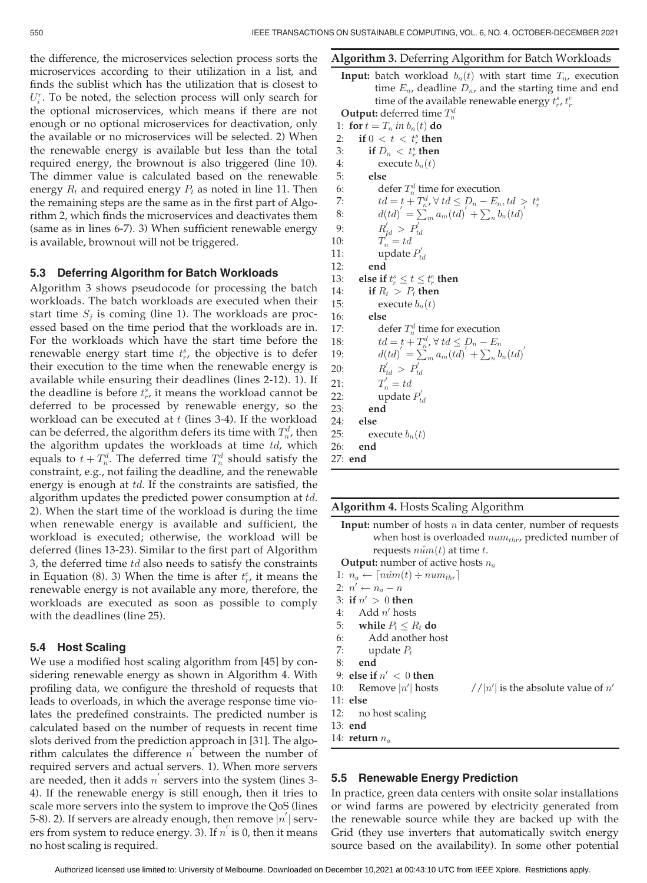the difference, the microservices selection process sorts the microservices according to their utilization in a list, and finds the sublist which has the utilization that is closest to $U_i^r$. To be noted, the selection process will only search for the optional microservices, which means if there are not enough or no optional microservices for deactivation, only the available or no microservices will be selected. 2) When the renewable energy is available but less than the total required energy, the brownout is also triggered (line 10). The dimmer value is calculated based on the renewable energy $R_t$ and required energy $P_t$ as noted in line 11. Then the remaining steps are the same as in the first part of Algorithm 2, which finds the microservices and deactivates them (same as in lines 6-7). 3) When sufficient renewable energy is available, brownout will not be triggered.

### 5.3 Deferring Algorithm for Batch Workloads

Algorithm 3 shows pseudocode for processing the batch workloads. The batch workloads are executed when their start time $S_j$ is coming (line 1). The workloads are processed based on the time period that the workloads are in. For the workloads which have the start time before the renewable energy start time $t_r^s$, the objective is to defer their execution to the time when the renewable energy is available while ensuring their deadlines (lines 2-12). 1). If the deadline is before $t_r^s$, it means the workload cannot be deferred to be processed by renewable energy, so the workload can be executed at $t$ (lines 3-4). If the workload can be deferred, the algorithm defers its time with $T_n^d$, then the algorithm updates the workloads at time $td$, which equals to $t + T_n^d$. The deferred time $T_n^d$ should satisfy the constraint, e.g., not failing the deadline, and the renewable energy is enough at $td$. If the constraints are satisfied, the algorithm updates the predicted power consumption at $td$. 2). When the start time of the workload is during the time when renewable energy is available and sufficient, the workload is executed; otherwise, the workload will be deferred (lines 13-23). Similar to the first part of Algorithm 3, the deferred time $td$ also needs to satisfy the constraints in Equation (8). 3) When the time is after $t_r^e$, it means the renewable energy is not available any more, therefore, the workloads are executed as soon as possible to comply with the deadlines (line 25).

### 5.4 Host Scaling

We use a modified host scaling algorithm from [45] by considering renewable energy as shown in Algorithm 4. With profiling data, we configure the threshold of requests that leads to overloads, in which the average response time violates the predefined constraints. The predicted number is calculated based on the number of requests in recent time slots derived from the prediction approach in [31]. The algorithm calculates the difference $n'$ between the number of required servers and actual servers. 1). When more servers are needed, then it adds $n'$ servers into the system (lines 3-4). If the renewable energy is still enough, then it tries to scale more servers into the system to improve the QoS (lines 5-8). 2). If servers are already enough, then remove $|n'|$ servers from system to reduce energy. 3). If $n'$ is 0, then it means no host scaling is required.

**Algorithm 3.** Deferring Algorithm for Batch Workloads

**Input:** batch workload $b_n(t)$ with start time $T_n$, execution time $E_n$, deadline $D_n$, and the starting time and end time of the available renewable energy $t_r^s$, $t_r^e$

**Output:** deferred time $T_n^d$

```
1:  for t = T_n in b_n(t) do
2:    if 0 < t < t_r^s then
3:      if D_n < t_r^s then
4:        execute b_n(t)
5:      else
6:        defer T_n^d time for execution
7:        td = t + T_n^d, ∀ td ≤ D_n − E_n, td > t_r^s
8:        d(td)' = Σ_m a_m(td)' + Σ_n b_n(td)'
9:        R'_td > P'_td
10:       T'_n = td
11:       update P'_td
12:     end
13:   else if t_r^s ≤ t ≤ t_r^e then
14:     if R_t > P_t then
15:       execute b_n(t)
16:     else
17:       defer T_n^d time for execution
18:       td = t + T_n^d, ∀ td ≤ D_n − E_n
19:       d(td)' = Σ_m a_m(td)' + Σ_n b_n(td)'
20:       R'_td > P'_td
21:       T'_n = td
22:       update P'_td
23:     end
24:   else
25:     execute b_n(t)
26:   end
27: end
```

**Algorithm 4.** Hosts Scaling Algorithm

**Input:** number of hosts $n$ in data center, number of requests when host is overloaded $num_{thr}$, predicted number of requests $\hat{num}(t)$ at time $t$.

**Output:** number of active hosts $n_a$

```
1:  n_a ← ⌈n̂um(t) ÷ num_thr⌉
2:  n' ← n_a − n
3:  if n' > 0 then
4:    Add n' hosts
5:    while P_t ≤ R_t do
6:      Add another host
7:      update P_t
8:    end
9:  else if n' < 0 then
10:   Remove |n'| hosts        //|n'| is the absolute value of n'
11: else
12:   no host scaling
13: end
14: return n_a
```

### 5.5 Renewable Energy Prediction

In practice, green data centers with onsite solar installations or wind farms are powered by electricity generated from the renewable source while they are backed up with the Grid (they use inverters that automatically switch energy source based on the availability). In some other potential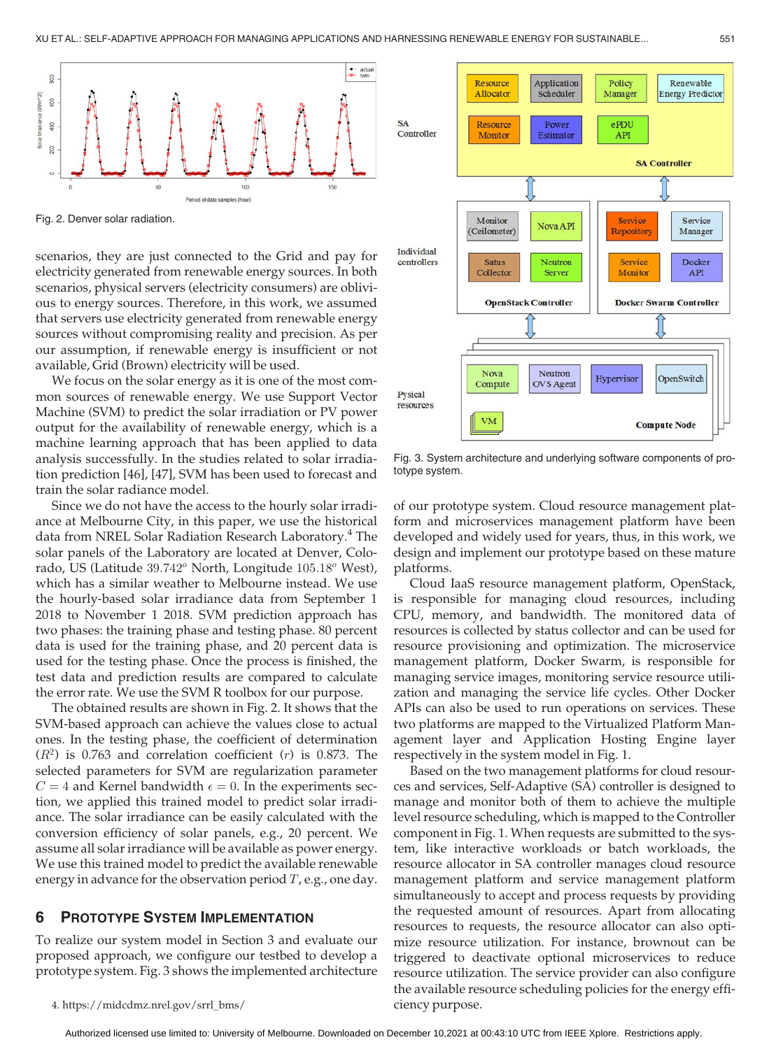Fig. 2. Denver solar radiation.

scenarios, they are just connected to the Grid and pay for electricity generated from renewable energy sources. In both scenarios, physical servers (electricity consumers) are oblivious to energy sources. Therefore, in this work, we assumed that servers use electricity generated from renewable energy sources without compromising reality and precision. As per our assumption, if renewable energy is insufficient or not available, Grid (Brown) electricity will be used.

We focus on the solar energy as it is one of the most common sources of renewable energy. We use Support Vector Machine (SVM) to predict the solar irradiation or PV power output for the availability of renewable energy, which is a machine learning approach that has been applied to data analysis successfully. In the studies related to solar irradiation prediction [46], [47], SVM has been used to forecast and train the solar radiance model.

Since we do not have the access to the hourly solar irradiance at Melbourne City, in this paper, we use the historical data from NREL Solar Radiation Research Laboratory.[4] The solar panels of the Laboratory are located at Denver, Colorado, US (Latitude $39.742^o$ North, Longitude $105.18^o$ West), which has a similar weather to Melbourne instead. We use the hourly-based solar irradiance data from September 1 2018 to November 1 2018. SVM prediction approach has two phases: the training phase and testing phase. 80 percent data is used for the training phase, and 20 percent data is used for the testing phase. Once the process is finished, the test data and prediction results are compared to calculate the error rate. We use the SVM R toolbox for our purpose.

The obtained results are shown in Fig. 2. It shows that the SVM-based approach can achieve the values close to actual ones. In the testing phase, the coefficient of determination ($R^2$) is 0.763 and correlation coefficient ($r$) is 0.873. The selected parameters for SVM are regularization parameter $C = 4$ and Kernel bandwidth $\epsilon = 0$. In the experiments section, we applied this trained model to predict solar irradiance. The solar irradiance can be easily calculated with the conversion efficiency of solar panels, e.g., 20 percent. We assume all solar irradiance will be available as power energy. We use this trained model to predict the available renewable energy in advance for the observation period $T$, e.g., one day.

## 6 Prototype System Implementation

To realize our system model in Section 3 and evaluate our proposed approach, we configure our testbed to develop a prototype system. Fig. 3 shows the implemented architecture of our prototype system. Cloud resource management platform and microservices management platform have been developed and widely used for years, thus, in this work, we design and implement our prototype based on these mature platforms.

Fig. 3. System architecture and underlying software components of prototype system.

Cloud IaaS resource management platform, OpenStack, is responsible for managing cloud resources, including CPU, memory, and bandwidth. The monitored data of resources is collected by status collector and can be used for resource provisioning and optimization. The microservice management platform, Docker Swarm, is responsible for managing service images, monitoring service resource utilization and managing the service life cycles. Other Docker APIs can also be used to run operations on services. These two platforms are mapped to the Virtualized Platform Management layer and Application Hosting Engine layer respectively in the system model in Fig. 1.

Based on the two management platforms for cloud resources and services, Self-Adaptive (SA) controller is designed to manage and monitor both of them to achieve the multiple level resource scheduling, which is mapped to the Controller component in Fig. 1. When requests are submitted to the system, like interactive workloads or batch workloads, the resource allocator in SA controller manages cloud resource management platform and service management platform simultaneously to accept and process requests by providing the requested amount of resources. Apart from allocating resources to requests, the resource allocator can also optimize resource utilization. For instance, brownout can be triggered to deactivate optional microservices to reduce resource utilization. The service provider can also configure the available resource scheduling policies for the energy efficiency purpose.

4. https://midcdmz.nrel.gov/srrl_bms/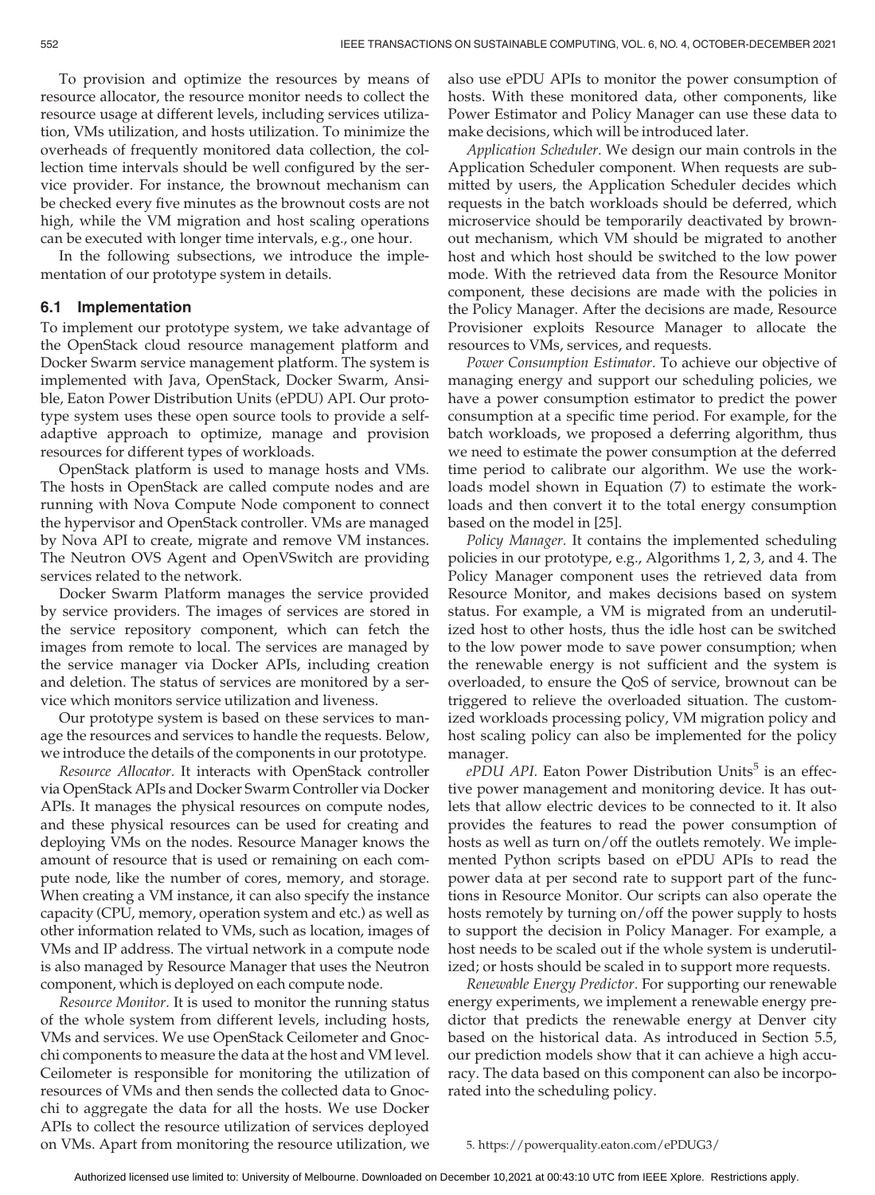To provision and optimize the resources by means of resource allocator, the resource monitor needs to collect the resource usage at different levels, including services utilization, VMs utilization, and hosts utilization. To minimize the overheads of frequently monitored data collection, the collection time intervals should be well configured by the service provider. For instance, the brownout mechanism can be checked every five minutes as the brownout costs are not high, while the VM migration and host scaling operations can be executed with longer time intervals, e.g., one hour.

In the following subsections, we introduce the implementation of our prototype system in details.

### 6.1 Implementation

To implement our prototype system, we take advantage of the OpenStack cloud resource management platform and Docker Swarm service management platform. The system is implemented with Java, OpenStack, Docker Swarm, Ansible, Eaton Power Distribution Units (ePDU) API. Our prototype system uses these open source tools to provide a self-adaptive approach to optimize, manage and provision resources for different types of workloads.

OpenStack platform is used to manage hosts and VMs. The hosts in OpenStack are called compute nodes and are running with Nova Compute Node component to connect the hypervisor and OpenStack controller. VMs are managed by Nova API to create, migrate and remove VM instances. The Neutron OVS Agent and OpenVSwitch are providing services related to the network.

Docker Swarm Platform manages the service provided by service providers. The images of services are stored in the service repository component, which can fetch the images from remote to local. The services are managed by the service manager via Docker APIs, including creation and deletion. The status of services are monitored by a service which monitors service utilization and liveness.

Our prototype system is based on these services to manage the resources and services to handle the requests. Below, we introduce the details of the components in our prototype.

*Resource Allocator.* It interacts with OpenStack controller via OpenStack APIs and Docker Swarm Controller via Docker APIs. It manages the physical resources on compute nodes, and these physical resources can be used for creating and deploying VMs on the nodes. Resource Manager knows the amount of resource that is used or remaining on each compute node, like the number of cores, memory, and storage. When creating a VM instance, it can also specify the instance capacity (CPU, memory, operation system and etc.) as well as other information related to VMs, such as location, images of VMs and IP address. The virtual network in a compute node is also managed by Resource Manager that uses the Neutron component, which is deployed on each compute node.

*Resource Monitor.* It is used to monitor the running status of the whole system from different levels, including hosts, VMs and services. We use OpenStack Ceilometer and Gnocchi components to measure the data at the host and VM level. Ceilometer is responsible for monitoring the utilization of resources of VMs and then sends the collected data to Gnocchi to aggregate the data for all the hosts. We use Docker APIs to collect the resource utilization of services deployed on VMs. Apart from monitoring the resource utilization, we also use ePDU APIs to monitor the power consumption of hosts. With these monitored data, other components, like Power Estimator and Policy Manager can use these data to make decisions, which will be introduced later.

*Application Scheduler.* We design our main controls in the Application Scheduler component. When requests are submitted by users, the Application Scheduler decides which requests in the batch workloads should be deferred, which microservice should be temporarily deactivated by brownout mechanism, which VM should be migrated to another host and which host should be switched to the low power mode. With the retrieved data from the Resource Monitor component, these decisions are made with the policies in the Policy Manager. After the decisions are made, Resource Provisioner exploits Resource Manager to allocate the resources to VMs, services, and requests.

*Power Consumption Estimator.* To achieve our objective of managing energy and support our scheduling policies, we have a power consumption estimator to predict the power consumption at a specific time period. For example, for the batch workloads, we proposed a deferring algorithm, thus we need to estimate the power consumption at the deferred time period to calibrate our algorithm. We use the workloads model shown in Equation (7) to estimate the workloads and then convert it to the total energy consumption based on the model in [25].

*Policy Manager.* It contains the implemented scheduling policies in our prototype, e.g., Algorithms 1, 2, 3, and 4. The Policy Manager component uses the retrieved data from Resource Monitor, and makes decisions based on system status. For example, a VM is migrated from an underutilized host to other hosts, thus the idle host can be switched to the low power mode to save power consumption; when the renewable energy is not sufficient and the system is overloaded, to ensure the QoS of service, brownout can be triggered to relieve the overloaded situation. The customized workloads processing policy, VM migration policy and host scaling policy can also be implemented for the policy manager.

*ePDU API.* Eaton Power Distribution Units[5] is an effective power management and monitoring device. It has outlets that allow electric devices to be connected to it. It also provides the features to read the power consumption of hosts as well as turn on/off the outlets remotely. We implemented Python scripts based on ePDU APIs to read the power data at per second rate to support part of the functions in Resource Monitor. Our scripts can also operate the hosts remotely by turning on/off the power supply to hosts to support the decision in Policy Manager. For example, a host needs to be scaled out if the whole system is underutilized; or hosts should be scaled in to support more requests.

*Renewable Energy Predictor.* For supporting our renewable energy experiments, we implement a renewable energy predictor that predicts the renewable energy at Denver city based on the historical data. As introduced in Section 5.5, our prediction models show that it can achieve a high accuracy. The data based on this component can also be incorporated into the scheduling policy.

5. https://powerquality.eaton.com/ePDUG3/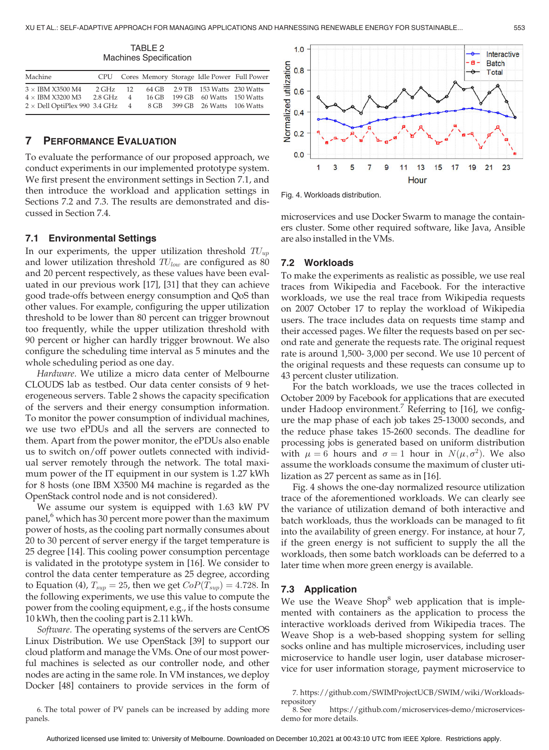TABLE 2
Machines Specification

| Machine | CPU | Cores | Memory | Storage | Idle Power | Full Power |
|---|---|---|---|---|---|---|
| 3 × IBM X3500 M4 | 2 GHz | 12 | 64 GB | 2.9 TB | 153 Watts | 230 Watts |
| 4 × IBM X3200 M3 | 2.8 GHz | 4 | 16 GB | 199 GB | 60 Watts | 150 Watts |
| 2 × Dell OptiPlex 990 | 3.4 GHz | 4 | 8 GB | 399 GB | 26 Watts | 106 Watts |

## 7 Performance Evaluation

To evaluate the performance of our proposed approach, we conduct experiments in our implemented prototype system. We first present the environment settings in Section 7.1, and then introduce the workload and application settings in Sections 7.2 and 7.3. The results are demonstrated and discussed in Section 7.4.

### 7.1 Environmental Settings

In our experiments, the upper utilization threshold $TU_{up}$ and lower utilization threshold $TU_{low}$ are configured as 80 and 20 percent respectively, as these values have been evaluated in our previous work [17], [31] that they can achieve good trade-offs between energy consumption and QoS than other values. For example, configuring the upper utilization threshold to be lower than 80 percent can trigger brownout too frequently, while the upper utilization threshold with 90 percent or higher can hardly trigger brownout. We also configure the scheduling time interval as 5 minutes and the whole scheduling period as one day.

*Hardware.* We utilize a micro data center of Melbourne CLOUDS lab as testbed. Our data center consists of 9 heterogeneous servers. Table 2 shows the capacity specification of the servers and their energy consumption information. To monitor the power consumption of individual machines, we use two ePDUs and all the servers are connected to them. Apart from the power monitor, the ePDUs also enable us to switch on/off power outlets connected with individual server remotely through the network. The total maximum power of the IT equipment in our system is 1.27 kWh for 8 hosts (one IBM X3500 M4 machine is regarded as the OpenStack control node and is not considered).

We assume our system is equipped with 1.63 kW PV panel,[6] which has 30 percent more power than the maximum power of hosts, as the cooling part normally consumes about 20 to 30 percent of server energy if the target temperature is 25 degree [14]. This cooling power consumption percentage is validated in the prototype system in [16]. We consider to control the data center temperature as 25 degree, according to Equation (4), $T_{sup} = 25$, then we get $CoP(T_{sup}) = 4.728$. In the following experiments, we use this value to compute the power from the cooling equipment, e.g., if the hosts consume 10 kWh, then the cooling part is 2.11 kWh.

*Software.* The operating systems of the servers are CentOS Linux Distribution. We use OpenStack [39] to support our cloud platform and manage the VMs. One of our most powerful machines is selected as our controller node, and other nodes are acting in the same role. In VM instances, we deploy Docker [48] containers to provide services in the form of microservices and use Docker Swarm to manage the containers cluster. Some other required software, like Java, Ansible are also installed in the VMs.

6. The total power of PV panels can be increased by adding more panels.

Fig. 4. Workloads distribution.

### 7.2 Workloads

To make the experiments as realistic as possible, we use real traces from Wikipedia and Facebook. For the interactive workloads, we use the real trace from Wikipedia requests on 2007 October 17 to replay the workload of Wikipedia users. The trace includes data on requests time stamp and their accessed pages. We filter the requests based on per second rate and generate the requests rate. The original request rate is around 1,500- 3,000 per second. We use 10 percent of the original requests and these requests can consume up to 43 percent cluster utilization.

For the batch workloads, we use the traces collected in October 2009 by Facebook for applications that are executed under Hadoop environment.[7] Referring to [16], we configure the map phase of each job takes 25-13000 seconds, and the reduce phase takes 15-2600 seconds. The deadline for processing jobs is generated based on uniform distribution with $\mu = 6$ hours and $\sigma = 1$ hour in $N(\mu, \sigma^2)$. We also assume the workloads consume the maximum of cluster utilization as 27 percent as same as in [16].

Fig. 4 shows the one-day normalized resource utilization trace of the aforementioned workloads. We can clearly see the variance of utilization demand of both interactive and batch workloads, thus the workloads can be managed to fit into the availability of green energy. For instance, at hour 7, if the green energy is not sufficient to supply the all the workloads, then some batch workloads can be deferred to a later time when more green energy is available.

### 7.3 Application

We use the Weave Shop[8] web application that is implemented with containers as the application to process the interactive workloads derived from Wikipedia traces. The Weave Shop is a web-based shopping system for selling socks online and has multiple microservices, including user microservice to handle user login, user database microservice for user information storage, payment microservice to

7. https://github.com/SWIMProjectUCB/SWIM/wiki/Workloads-repository
8. See https://github.com/microservices-demo/microservices-demo for more details.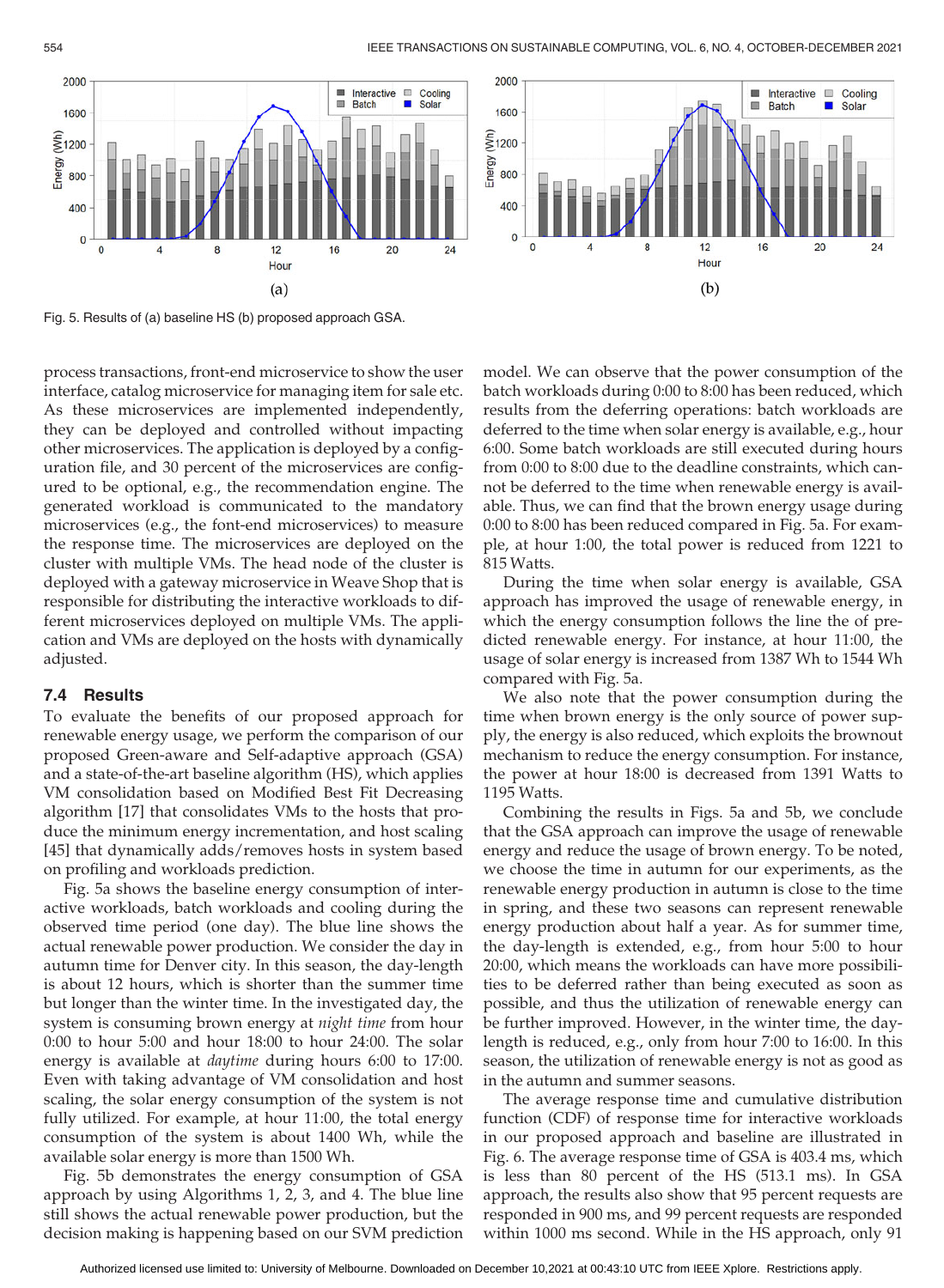Fig. 5. Results of (a) baseline HS (b) proposed approach GSA.

process transactions, front-end microservice to show the user interface, catalog microservice for managing item for sale etc. As these microservices are implemented independently, they can be deployed and controlled without impacting other microservices. The application is deployed by a configuration file, and 30 percent of the microservices are configured to be optional, e.g., the recommendation engine. The generated workload is communicated to the mandatory microservices (e.g., the font-end microservices) to measure the response time. The microservices are deployed on the cluster with multiple VMs. The head node of the cluster is deployed with a gateway microservice in Weave Shop that is responsible for distributing the interactive workloads to different microservices deployed on multiple VMs. The application and VMs are deployed on the hosts with dynamically adjusted.

### 7.4 Results

To evaluate the benefits of our proposed approach for renewable energy usage, we perform the comparison of our proposed Green-aware and Self-adaptive approach (GSA) and a state-of-the-art baseline algorithm (HS), which applies VM consolidation based on Modified Best Fit Decreasing algorithm [17] that consolidates VMs to the hosts that produce the minimum energy incrementation, and host scaling [45] that dynamically adds/removes hosts in system based on profiling and workloads prediction.

Fig. 5a shows the baseline energy consumption of interactive workloads, batch workloads and cooling during the observed time period (one day). The blue line shows the actual renewable power production. We consider the day in autumn time for Denver city. In this season, the day-length is about 12 hours, which is shorter than the summer time but longer than the winter time. In the investigated day, the system is consuming brown energy at *night time* from hour 0:00 to hour 5:00 and hour 18:00 to hour 24:00. The solar energy is available at *daytime* during hours 6:00 to 17:00. Even with taking advantage of VM consolidation and host scaling, the solar energy consumption of the system is not fully utilized. For example, at hour 11:00, the total energy consumption of the system is about 1400 Wh, while the available solar energy is more than 1500 Wh.

Fig. 5b demonstrates the energy consumption of GSA approach by using Algorithms 1, 2, 3, and 4. The blue line still shows the actual renewable power production, but the decision making is happening based on our SVM prediction model. We can observe that the power consumption of the batch workloads during 0:00 to 8:00 has been reduced, which results from the deferring operations: batch workloads are deferred to the time when solar energy is available, e.g., hour 6:00. Some batch workloads are still executed during hours from 0:00 to 8:00 due to the deadline constraints, which cannot be deferred to the time when renewable energy is available. Thus, we can find that the brown energy usage during 0:00 to 8:00 has been reduced compared in Fig. 5a. For example, at hour 1:00, the total power is reduced from 1221 to 815 Watts.

During the time when solar energy is available, GSA approach has improved the usage of renewable energy, in which the energy consumption follows the line the of predicted renewable energy. For instance, at hour 11:00, the usage of solar energy is increased from 1387 Wh to 1544 Wh compared with Fig. 5a.

We also note that the power consumption during the time when brown energy is the only source of power supply, the energy is also reduced, which exploits the brownout mechanism to reduce the energy consumption. For instance, the power at hour 18:00 is decreased from 1391 Watts to 1195 Watts.

Combining the results in Figs. 5a and 5b, we conclude that the GSA approach can improve the usage of renewable energy and reduce the usage of brown energy. To be noted, we choose the time in autumn for our experiments, as the renewable energy production in autumn is close to the time in spring, and these two seasons can represent renewable energy production about half a year. As for summer time, the day-length is extended, e.g., from hour 5:00 to hour 20:00, which means the workloads can have more possibilities to be deferred rather than being executed as soon as possible, and thus the utilization of renewable energy can be further improved. However, in the winter time, the day-length is reduced, e.g., only from hour 7:00 to 16:00. In this season, the utilization of renewable energy is not as good as in the autumn and summer seasons.

The average response time and cumulative distribution function (CDF) of response time for interactive workloads in our proposed approach and baseline are illustrated in Fig. 6. The average response time of GSA is 403.4 ms, which is less than 80 percent of the HS (513.1 ms). In GSA approach, the results also show that 95 percent requests are responded in 900 ms, and 99 percent requests are responded within 1000 ms second. While in the HS approach, only 91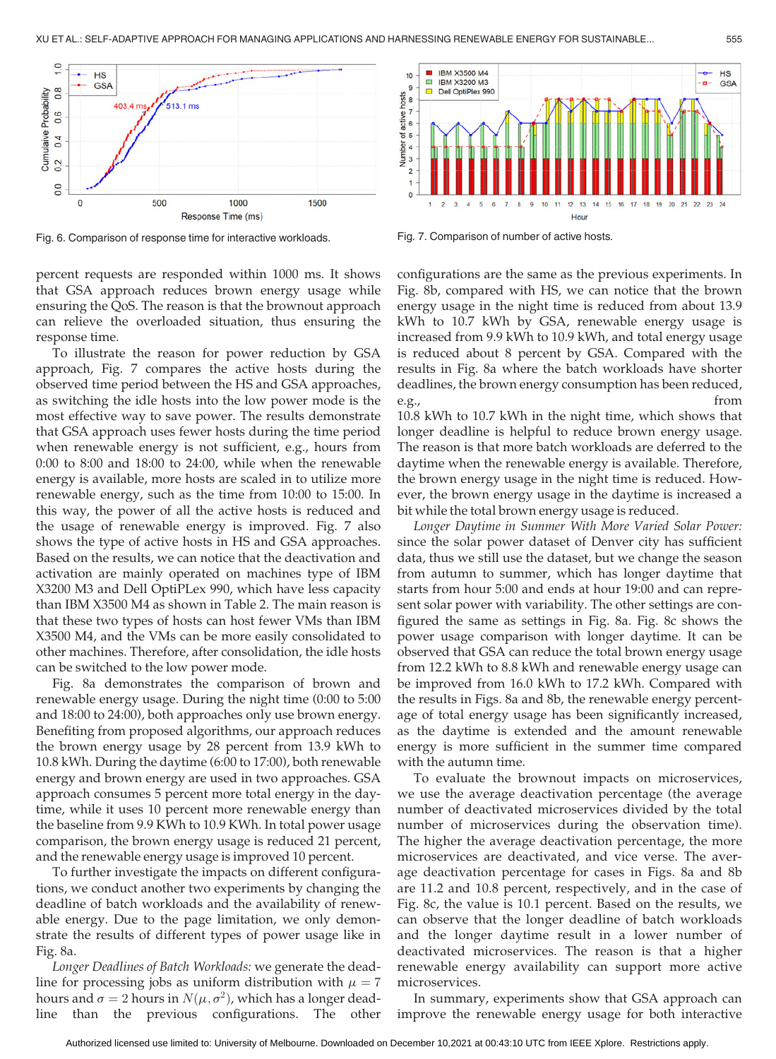Fig. 6. Comparison of response time for interactive workloads.

Fig. 7. Comparison of number of active hosts.

percent requests are responded within 1000 ms. It shows that GSA approach reduces brown energy usage while ensuring the QoS. The reason is that the brownout approach can relieve the overloaded situation, thus ensuring the response time.

To illustrate the reason for power reduction by GSA approach, Fig. 7 compares the active hosts during the observed time period between the HS and GSA approaches, as switching the idle hosts into the low power mode is the most effective way to save power. The results demonstrate that GSA approach uses fewer hosts during the time period when renewable energy is not sufficient, e.g., hours from 0:00 to 8:00 and 18:00 to 24:00, while when the renewable energy is available, more hosts are scaled in to utilize more renewable energy, such as the time from 10:00 to 15:00. In this way, the power of all the active hosts is reduced and the usage of renewable energy is improved. Fig. 7 also shows the type of active hosts in HS and GSA approaches. Based on the results, we can notice that the deactivation and activation are mainly operated on machines type of IBM X3200 M3 and Dell OptiPLex 990, which have less capacity than IBM X3500 M4 as shown in Table 2. The main reason is that these two types of hosts can host fewer VMs than IBM X3500 M4, and the VMs can be more easily consolidated to other machines. Therefore, after consolidation, the idle hosts can be switched to the low power mode.

Fig. 8a demonstrates the comparison of brown and renewable energy usage. During the night time (0:00 to 5:00 and 18:00 to 24:00), both approaches only use brown energy. Benefiting from proposed algorithms, our approach reduces the brown energy usage by 28 percent from 13.9 kWh to 10.8 kWh. During the daytime (6:00 to 17:00), both renewable energy and brown energy are used in two approaches. GSA approach consumes 5 percent more total energy in the daytime, while it uses 10 percent more renewable energy than the baseline from 9.9 KWh to 10.9 KWh. In total power usage comparison, the brown energy usage is reduced 21 percent, and the renewable energy usage is improved 10 percent.

To further investigate the impacts on different configurations, we conduct another two experiments by changing the deadline of batch workloads and the availability of renewable energy. Due to the page limitation, we only demonstrate the results of different types of power usage like in Fig. 8a.

*Longer Deadlines of Batch Workloads:* we generate the deadline for processing jobs as uniform distribution with $\mu = 7$ hours and $\sigma = 2$ hours in $N(\mu, \sigma^2)$, which has a longer deadline than the previous configurations. The other configurations are the same as the previous experiments. In Fig. 8b, compared with HS, we can notice that the brown energy usage in the night time is reduced from about 13.9 kWh to 10.7 kWh by GSA, renewable energy usage is increased from 9.9 kWh to 10.9 kWh, and total energy usage is reduced about 8 percent by GSA. Compared with the results in Fig. 8a where the batch workloads have shorter deadlines, the brown energy consumption has been reduced, e.g., from 10.8 kWh to 10.7 kWh in the night time, which shows that longer deadline is helpful to reduce brown energy usage. The reason is that more batch workloads are deferred to the daytime when the renewable energy is available. Therefore, the brown energy usage in the night time is reduced. However, the brown energy usage in the daytime is increased a bit while the total brown energy usage is reduced.

*Longer Daytime in Summer With More Varied Solar Power:* since the solar power dataset of Denver city has sufficient data, thus we still use the dataset, but we change the season from autumn to summer, which has longer daytime that starts from hour 5:00 and ends at hour 19:00 and can represent solar power with variability. The other settings are configured the same as settings in Fig. 8a. Fig. 8c shows the power usage comparison with longer daytime. It can be observed that GSA can reduce the total brown energy usage from 12.2 kWh to 8.8 kWh and renewable energy usage can be improved from 16.0 kWh to 17.2 kWh. Compared with the results in Figs. 8a and 8b, the renewable energy percentage of total energy usage has been significantly increased, as the daytime is extended and the amount renewable energy is more sufficient in the summer time compared with the autumn time.

To evaluate the brownout impacts on microservices, we use the average deactivation percentage (the average number of deactivated microservices divided by the total number of microservices during the observation time). The higher the average deactivation percentage, the more microservices are deactivated, and vice verse. The average deactivation percentage for cases in Figs. 8a and 8b are 11.2 and 10.8 percent, respectively, and in the case of Fig. 8c, the value is 10.1 percent. Based on the results, we can observe that the longer deadline of batch workloads and the longer daytime result in a lower number of deactivated microservices. The reason is that a higher renewable energy availability can support more active microservices.

In summary, experiments show that GSA approach can improve the renewable energy usage for both interactive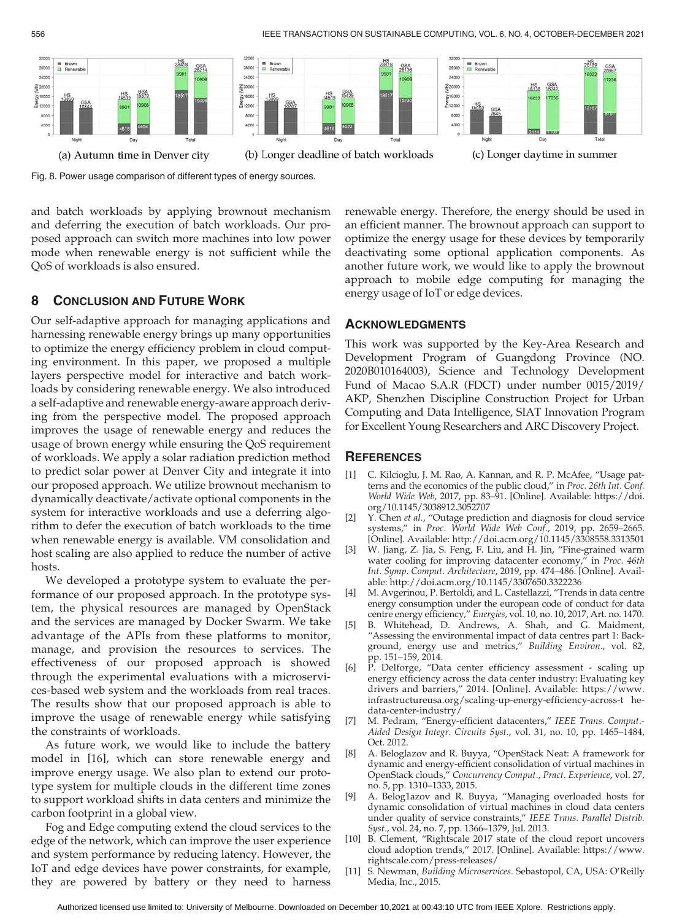(a) Autumn time in Denver city (b) Longer deadline of batch workloads (c) Longer daytime in summer

Fig. 8. Power usage comparison of different types of energy sources.

and batch workloads by applying brownout mechanism and deferring the execution of batch workloads. Our proposed approach can switch more machines into low power mode when renewable energy is not sufficient while the QoS of workloads is also ensured.

## 8 Conclusion and Future Work

Our self-adaptive approach for managing applications and harnessing renewable energy brings up many opportunities to optimize the energy efficiency problem in cloud computing environment. In this paper, we proposed a multiple layers perspective model for interactive and batch workloads by considering renewable energy. We also introduced a self-adaptive and renewable energy-aware approach deriving from the perspective model. The proposed approach improves the usage of renewable energy and reduces the usage of brown energy while ensuring the QoS requirement of workloads. We apply a solar radiation prediction method to predict solar power at Denver City and integrate it into our proposed approach. We utilize brownout mechanism to dynamically deactivate/activate optional components in the system for interactive workloads and use a deferring algorithm to defer the execution of batch workloads to the time when renewable energy is available. VM consolidation and host scaling are also applied to reduce the number of active hosts.

We developed a prototype system to evaluate the performance of our proposed approach. In the prototype system, the physical resources are managed by OpenStack and the services are managed by Docker Swarm. We take advantage of the APIs from these platforms to monitor, manage, and provision the resources to services. The effectiveness of our proposed approach is showed through the experimental evaluations with a microservices-based web system and the workloads from real traces. The results show that our proposed approach is able to improve the usage of renewable energy while satisfying the constraints of workloads.

As future work, we would like to include the battery model in [16], which can store renewable energy and improve energy usage. We also plan to extend our prototype system for multiple clouds in the different time zones to support workload shifts in data centers and minimize the carbon footprint in a global view.

Fog and Edge computing extend the cloud services to the edge of the network, which can improve the user experience and system performance by reducing latency. However, the IoT and edge devices have power constraints, for example, they are powered by battery or they need to harness renewable energy. Therefore, the energy should be used in an efficient manner. The brownout approach can support to optimize the energy usage for these devices by temporarily deactivating some optional application components. As another future work, we would like to apply the brownout approach to mobile edge computing for managing the energy usage of IoT or edge devices.

## Acknowledgments

This work was supported by the Key-Area Research and Development Program of Guangdong Province (NO. 2020B010164003), Science and Technology Development Fund of Macao S.A.R (FDCT) under number 0015/2019/AKP, Shenzhen Discipline Construction Project for Urban Computing and Data Intelligence, SIAT Innovation Program for Excellent Young Researchers and ARC Discovery Project.

## References

[1] C. Kilcioglu, J. M. Rao, A. Kannan, and R. P. McAfee, "Usage patterns and the economics of the public cloud," in *Proc. 26th Int. Conf. World Wide Web*, 2017, pp. 83–91. [Online]. Available: https://doi.org/10.1145/3038912.3052707

[2] Y. Chen *et al.*, "Outage prediction and diagnosis for cloud service systems," in *Proc. World Wide Web Conf.*, 2019, pp. 2659–2665. [Online]. Available: http://doi.acm.org/10.1145/3308558.3313501

[3] W. Jiang, Z. Jia, S. Feng, F. Liu, and H. Jin, "Fine-grained warm water cooling for improving datacenter economy," in *Proc. 46th Int. Symp. Comput. Architecture*, 2019, pp. 474–486. [Online]. Available: http://doi.acm.org/10.1145/3307650.3322236

[4] M. Avgerinou, P. Bertoldi, and L. Castellazzi, "Trends in data centre energy consumption under the european code of conduct for data centre energy efficiency," *Energies*, vol. 10, no. 10, 2017, Art. no. 1470.

[5] B. Whitehead, D. Andrews, A. Shah, and G. Maidment, "Assessing the environmental impact of data centres part 1: Background, energy use and metrics," *Building Environ.*, vol. 82, pp. 151–159, 2014.

[6] P. Delforge, "Data center efficiency assessment - scaling up energy efficiency across the data center industry: Evaluating key drivers and barriers," 2014. [Online]. Available: https://www.infrastructureusa.org/scaling-up-energy-efficiency-across-t he-data-center-industry/

[7] M. Pedram, "Energy-efficient datacenters," *IEEE Trans. Comput.-Aided Design Integr. Circuits Syst.*, vol. 31, no. 10, pp. 1465–1484, Oct. 2012.

[8] A. Beloglazov and R. Buyya, "OpenStack Neat: A framework for dynamic and energy-efficient consolidation of virtual machines in OpenStack clouds," *Concurrency Comput., Pract. Experience*, vol. 27, no. 5, pp. 1310–1333, 2015.

[9] A. Belog1azov and R. Buyya, "Managing overloaded hosts for dynamic consolidation of virtual machines in cloud data centers under quality of service constraints," *IEEE Trans. Parallel Distrib. Syst.*, vol. 24, no. 7, pp. 1366–1379, Jul. 2013.

[10] B. Clement, "Rightscale 2017 state of the cloud report uncovers cloud adoption trends," 2017. [Online]. Available: https://www.rightscale.com/press-releases/

[11] S. Newman, *Building Microservices*. Sebastopol, CA, USA: O'Reilly Media, Inc., 2015.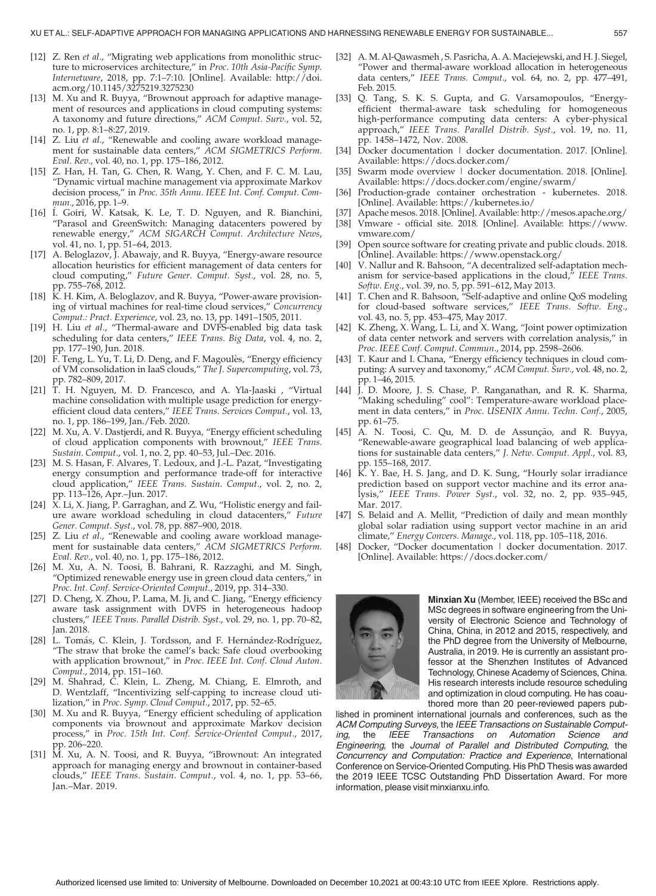[12] Z. Ren *et al*., "Migrating web applications from monolithic structure to microservices architecture," in *Proc. 10th Asia-Pacific Symp. Internetware*, 2018, pp. 7:1–7:10. [Online]. Available: http://doi.acm.org/10.1145/3275219.3275230

[13] M. Xu and R. Buyya, "Brownout approach for adaptive management of resources and applications in cloud computing systems: A taxonomy and future directions," *ACM Comput. Surv*., vol. 52, no. 1, pp. 8:1–8:27, 2019.

[14] Z. Liu *et al*., "Renewable and cooling aware workload management for sustainable data centers," *ACM SIGMETRICS Perform. Eval. Rev*., vol. 40, no. 1, pp. 175–186, 2012.

[15] Z. Han, H. Tan, G. Chen, R. Wang, Y. Chen, and F. C. M. Lau, "Dynamic virtual machine management via approximate Markov decision process," in *Proc. 35th Annu. IEEE Int. Conf. Comput. Commun*., 2016, pp. 1–9.

[16] Í. Goiri, W. Katsak, K. Le, T. D. Nguyen, and R. Bianchini, "Parasol and GreenSwitch: Managing datacenters powered by renewable energy," *ACM SIGARCH Comput. Architecture News*, vol. 41, no. 1, pp. 51–64, 2013.

[17] A. Beloglazov, J. Abawajy, and R. Buyya, "Energy-aware resource allocation heuristics for efficient management of data centers for cloud computing," *Future Gener. Comput. Syst*., vol. 28, no. 5, pp. 755–768, 2012.

[18] K. H. Kim, A. Beloglazov, and R. Buyya, "Power-aware provisioning of virtual machines for real-time cloud services," *Concurrency Comput.: Pract. Experience*, vol. 23, no. 13, pp. 1491–1505, 2011.

[19] H. Liu *et al*., "Thermal-aware and DVFS-enabled big data task scheduling for data centers," *IEEE Trans. Big Data*, vol. 4, no. 2, pp. 177–190, Jun. 2018.

[20] F. Teng, L. Yu, T. Li, D. Deng, and F. Magoulès, "Energy efficiency of VM consolidation in IaaS clouds," *The J. Supercomputing*, vol. 73, pp. 782–809, 2017.

[21] T. H. Nguyen, M. D. Francesco, and A. Yla-Jaaski , "Virtual machine consolidation with multiple usage prediction for energy-efficient cloud data centers," *IEEE Trans. Services Comput*., vol. 13, no. 1, pp. 186–199, Jan./Feb. 2020.

[22] M. Xu, A. V. Dastjerdi, and R. Buyya, "Energy efficient scheduling of cloud application components with brownout," *IEEE Trans. Sustain. Comput*., vol. 1, no. 2, pp. 40–53, Jul.–Dec. 2016.

[23] M. S. Hasan, F. Alvares, T. Ledoux, and J.-L. Pazat, "Investigating energy consumption and performance trade-off for interactive cloud application," *IEEE Trans. Sustain. Comput*., vol. 2, no. 2, pp. 113–126, Apr.–Jun. 2017.

[24] X. Li, X. Jiang, P. Garraghan, and Z. Wu, "Holistic energy and failure aware workload scheduling in cloud datacenters," *Future Gener. Comput. Syst*., vol. 78, pp. 887–900, 2018.

[25] Z. Liu *et al*., "Renewable and cooling aware workload management for sustainable data centers," *ACM SIGMETRICS Perform. Eval. Rev*., vol. 40, no. 1, pp. 175–186, 2012.

[26] M. Xu, A. N. Toosi, B. Bahrani, R. Razzaghi, and M. Singh, "Optimized renewable energy use in green cloud data centers," in *Proc. Int. Conf. Service-Oriented Comput*., 2019, pp. 314–330.

[27] D. Cheng, X. Zhou, P. Lama, M. Ji, and C. Jiang, "Energy efficiency aware task assignment with DVFS in heterogeneous hadoop clusters," *IEEE Trans. Parallel Distrib. Syst*., vol. 29, no. 1, pp. 70–82, Jan. 2018.

[28] L. Tomás, C. Klein, J. Tordsson, and F. Hernández-Rodríguez, "The straw that broke the camel's back: Safe cloud overbooking with application brownout," in *Proc. IEEE Int. Conf. Cloud Auton. Comput*., 2014, pp. 151–160.

[29] M. Shahrad, C. Klein, L. Zheng, M. Chiang, E. Elmroth, and D. Wentzlaff, "Incentivizing self-capping to increase cloud utilization," in *Proc. Symp. Cloud Comput*., 2017, pp. 52–65.

[30] M. Xu and R. Buyya, "Energy efficient scheduling of application components via brownout and approximate Markov decision process," in *Proc. 15th Int. Conf. Service-Oriented Comput*., 2017, pp. 206–220.

[31] M. Xu, A. N. Toosi, and R. Buyya, "iBrownout: An integrated approach for managing energy and brownout in container-based clouds," *IEEE Trans. Sustain. Comput*., vol. 4, no. 1, pp. 53–66, Jan.–Mar. 2019.

[32] A. M. Al-Qawasmeh , S. Pasricha, A. A. Maciejewski, and H. J. Siegel, "Power and thermal-aware workload allocation in heterogeneous data centers," *IEEE Trans. Comput*., vol. 64, no. 2, pp. 477–491, Feb. 2015.

[33] Q. Tang, S. K. S. Gupta, and G. Varsamopoulos, "Energy-efficient thermal-aware task scheduling for homogeneous high-performance computing data centers: A cyber-physical approach," *IEEE Trans. Parallel Distrib. Syst*., vol. 19, no. 11, pp. 1458–1472, Nov. 2008.

[34] Docker documentation | docker documentation. 2017. [Online]. Available: https://docs.docker.com/

[35] Swarm mode overview | docker documentation. 2018. [Online]. Available: https://docs.docker.com/engine/swarm/

[36] Production-grade container orchestration - kubernetes. 2018. [Online]. Available: https://kubernetes.io/

[37] Apache mesos. 2018. [Online]. Available: http://mesos.apache.org/

[38] Vmware - official site. 2018. [Online]. Available: https://www.vmware.com/

[39] Open source software for creating private and public clouds. 2018. [Online]. Available: https://www.openstack.org/

[40] V. Nallur and R. Bahsoon, "A decentralized self-adaptation mechanism for service-based applications in the cloud," *IEEE Trans. Softw. Eng*., vol. 39, no. 5, pp. 591–612, May 2013.

[41] T. Chen and R. Bahsoon, "Self-adaptive and online QoS modeling for cloud-based software services," *IEEE Trans. Softw. Eng*., vol. 43, no. 5, pp. 453–475, May 2017.

[42] K. Zheng, X. Wang, L. Li, and X. Wang, "Joint power optimization of data center network and servers with correlation analysis," in *Proc. IEEE Conf. Comput. Commun*., 2014, pp. 2598–2606.

[43] T. Kaur and I. Chana, "Energy efficiency techniques in cloud computing: A survey and taxonomy," *ACM Comput. Surv*., vol. 48, no. 2, pp. 1–46, 2015.

[44] J. D. Moore, J. S. Chase, P. Ranganathan, and R. K. Sharma, "Making scheduling" cool": Temperature-aware workload placement in data centers," in *Proc. USENIX Annu. Techn. Conf*., 2005, pp. 61–75.

[45] A. N. Toosi, C. Qu, M. D. de Assunção, and R. Buyya, "Renewable-aware geographical load balancing of web applications for sustainable data centers," *J. Netw. Comput. Appl*., vol. 83, pp. 155–168, 2017.

[46] K. Y. Bae, H. S. Jang, and D. K. Sung, "Hourly solar irradiance prediction based on support vector machine and its error analysis," *IEEE Trans. Power Syst*., vol. 32, no. 2, pp. 935–945, Mar. 2017.

[47] S. Belaid and A. Mellit, "Prediction of daily and mean monthly global solar radiation using support vector machine in an arid climate," *Energy Convers. Manage*., vol. 118, pp. 105–118, 2016.

[48] Docker, "Docker documentation | docker documentation. 2017. [Online]. Available: https://docs.docker.com/

**Minxian Xu** (Member, IEEE) received the BSc and MSc degrees in software engineering from the University of Electronic Science and Technology of China, China, in 2012 and 2015, respectively, and the PhD degree from the University of Melbourne, Australia, in 2019. He is currently an assistant professor at the Shenzhen Institutes of Advanced Technology, Chinese Academy of Sciences, China. His research interests include resource scheduling and optimization in cloud computing. He has coauthored more than 20 peer-reviewed papers published in prominent international journals and conferences, such as the *ACM Computing Surveys*, the *IEEE Transactions on Sustainable Computing*, the *IEEE Transactions on Automation Science and Engineering*, the *Journal of Parallel and Distributed Computing*, the *Concurrency and Computation: Practice and Experience*, International Conference on Service-Oriented Computing. His PhD Thesis was awarded the 2019 IEEE TCSC Outstanding PhD Dissertation Award. For more information, please visit minxianxu.info.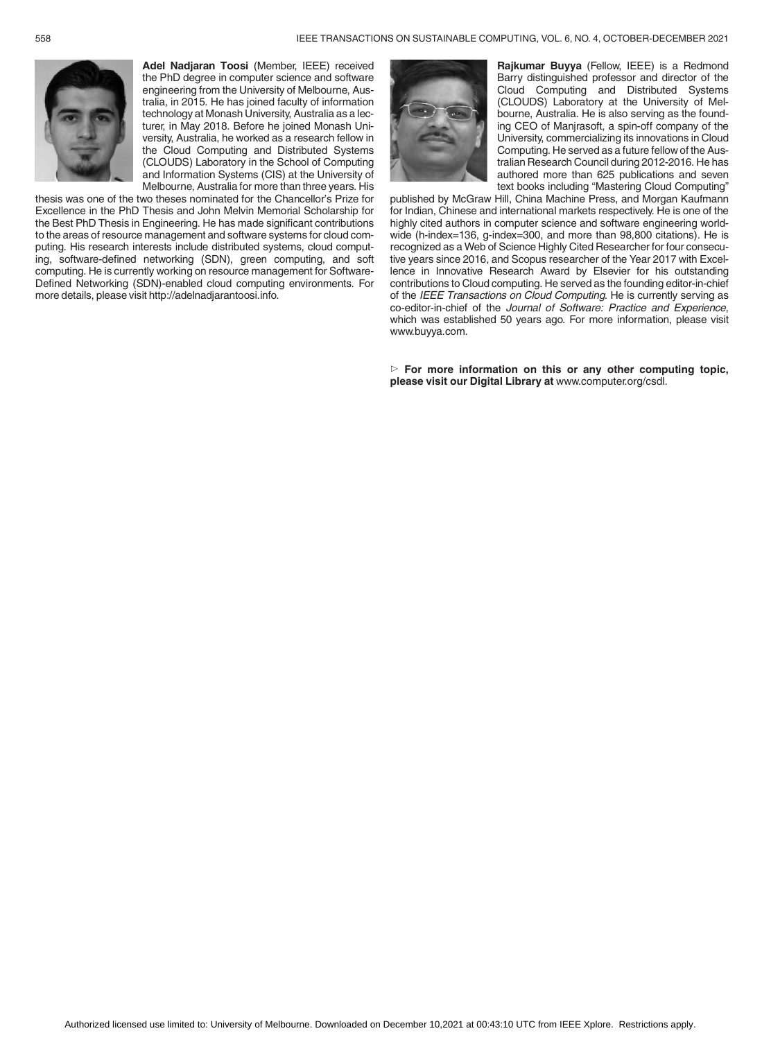**Adel Nadjaran Toosi** (Member, IEEE) received the PhD degree in computer science and software engineering from the University of Melbourne, Australia, in 2015. He has joined faculty of information technology at Monash University, Australia as a lecturer, in May 2018. Before he joined Monash University, Australia, he worked as a research fellow in the Cloud Computing and Distributed Systems (CLOUDS) Laboratory in the School of Computing and Information Systems (CIS) at the University of Melbourne, Australia for more than three years. His thesis was one of the two theses nominated for the Chancellor's Prize for Excellence in the PhD Thesis and John Melvin Memorial Scholarship for the Best PhD Thesis in Engineering. He has made significant contributions to the areas of resource management and software systems for cloud computing. His research interests include distributed systems, cloud computing, software-defined networking (SDN), green computing, and soft computing. He is currently working on resource management for Software-Defined Networking (SDN)-enabled cloud computing environments. For more details, please visit http://adelnadjarantoosi.info.

**Rajkumar Buyya** (Fellow, IEEE) is a Redmond Barry distinguished professor and director of the Cloud Computing and Distributed Systems (CLOUDS) Laboratory at the University of Melbourne, Australia. He is also serving as the founding CEO of Manjrasoft, a spin-off company of the University, commercializing its innovations in Cloud Computing. He served as a future fellow of the Australian Research Council during 2012-2016. He has authored more than 625 publications and seven text books including "Mastering Cloud Computing" published by McGraw Hill, China Machine Press, and Morgan Kaufmann for Indian, Chinese and international markets respectively. He is one of the highly cited authors in computer science and software engineering worldwide (h-index=136, g-index=300, and more than 98,800 citations). He is recognized as a Web of Science Highly Cited Researcher for four consecutive years since 2016, and Scopus researcher of the Year 2017 with Excellence in Innovative Research Award by Elsevier for his outstanding contributions to Cloud computing. He served as the founding editor-in-chief of the *IEEE Transactions on Cloud Computing*. He is currently serving as co-editor-in-chief of the *Journal of Software: Practice and Experience*, which was established 50 years ago. For more information, please visit www.buyya.com.

▷ **For more information on this or any other computing topic, please visit our Digital Library at** www.computer.org/csdl.